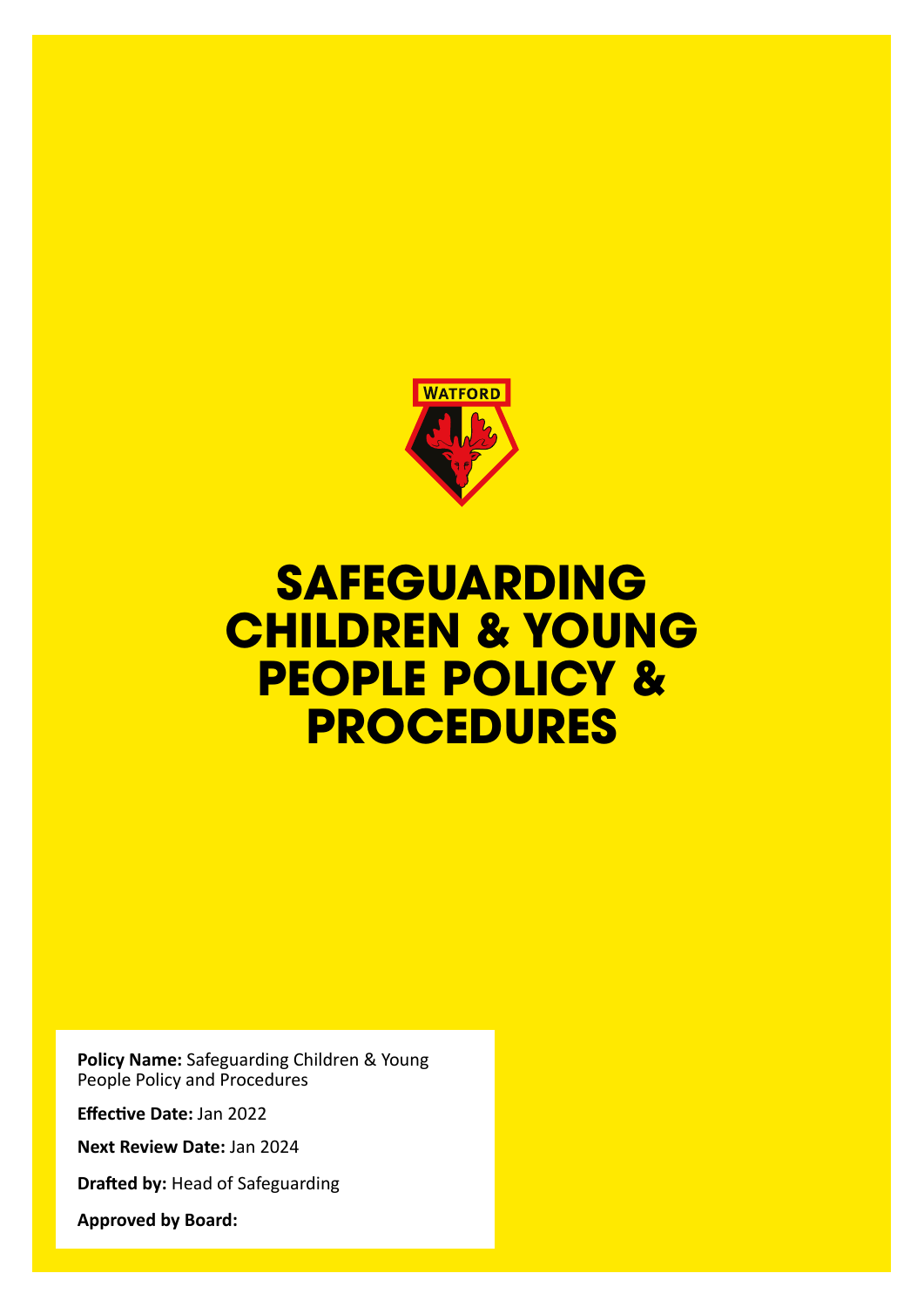# SAFEGUARDING CHILDREN & YOUNG PEOPLE POLICY & PROCEDURES

**Policy Name:** Safeguarding Children & Young People Policy and Procedures

**Effective Date:** Jan 2022

**Next Review Date:** Jan 2024

**Drafted by:** Head of Safeguarding

**Approved by Board:**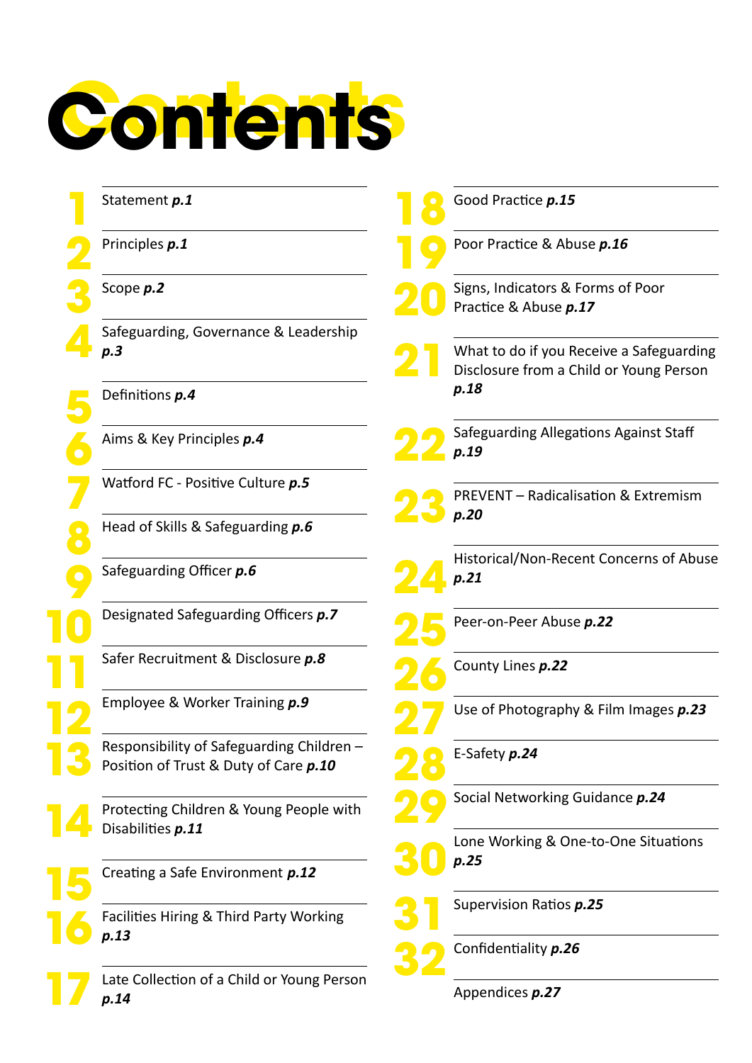# Contents

1. Statement ***p.1***
2. Principles ***p.1***
3. Scope ***p.2***
4. Safeguarding, Governance & Leadership ***p.3***
5. Definitions ***p.4***
6. Aims & Key Principles ***p.4***
7. Watford FC - Positive Culture ***p.5***
8. Head of Skills & Safeguarding ***p.6***
9. Safeguarding Officer ***p.6***
10. Designated Safeguarding Officers ***p.7***
11. Safer Recruitment & Disclosure ***p.8***
12. Employee & Worker Training ***p.9***
13. Responsibility of Safeguarding Children – Position of Trust & Duty of Care ***p.10***
14. Protecting Children & Young People with Disabilities ***p.11***
15. Creating a Safe Environment ***p.12***
16. Facilities Hiring & Third Party Working ***p.13***
17. Late Collection of a Child or Young Person ***p.14***
18. Good Practice ***p.15***
19. Poor Practice & Abuse ***p.16***
20. Signs, Indicators & Forms of Poor Practice & Abuse ***p.17***
21. What to do if you Receive a Safeguarding Disclosure from a Child or Young Person ***p.18***
22. Safeguarding Allegations Against Staff ***p.19***
23. PREVENT – Radicalisation & Extremism ***p.20***
24. Historical/Non-Recent Concerns of Abuse ***p.21***
25. Peer-on-Peer Abuse ***p.22***
26. County Lines ***p.22***
27. Use of Photography & Film Images ***p.23***
28. E-Safety ***p.24***
29. Social Networking Guidance ***p.24***
30. Lone Working & One-to-One Situations ***p.25***
31. Supervision Ratios ***p.25***
32. Confidentiality ***p.26***

Appendices ***p.27***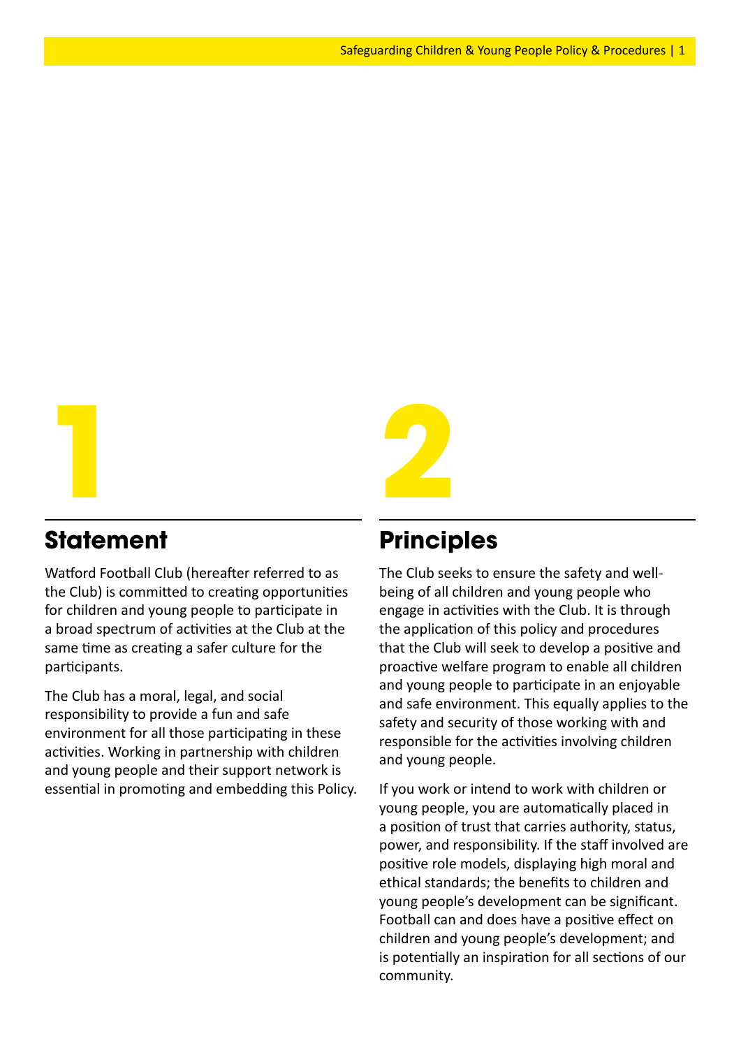# 1

## Statement

Watford Football Club (hereafter referred to as the Club) is committed to creating opportunities for children and young people to participate in a broad spectrum of activities at the Club at the same time as creating a safer culture for the participants.

The Club has a moral, legal, and social responsibility to provide a fun and safe environment for all those participating in these activities. Working in partnership with children and young people and their support network is essential in promoting and embedding this Policy.

# 2

## Principles

The Club seeks to ensure the safety and well-being of all children and young people who engage in activities with the Club. It is through the application of this policy and procedures that the Club will seek to develop a positive and proactive welfare program to enable all children and young people to participate in an enjoyable and safe environment. This equally applies to the safety and security of those working with and responsible for the activities involving children and young people.

If you work or intend to work with children or young people, you are automatically placed in a position of trust that carries authority, status, power, and responsibility. If the staff involved are positive role models, displaying high moral and ethical standards; the benefits to children and young people's development can be significant. Football can and does have a positive effect on children and young people's development; and is potentially an inspiration for all sections of our community.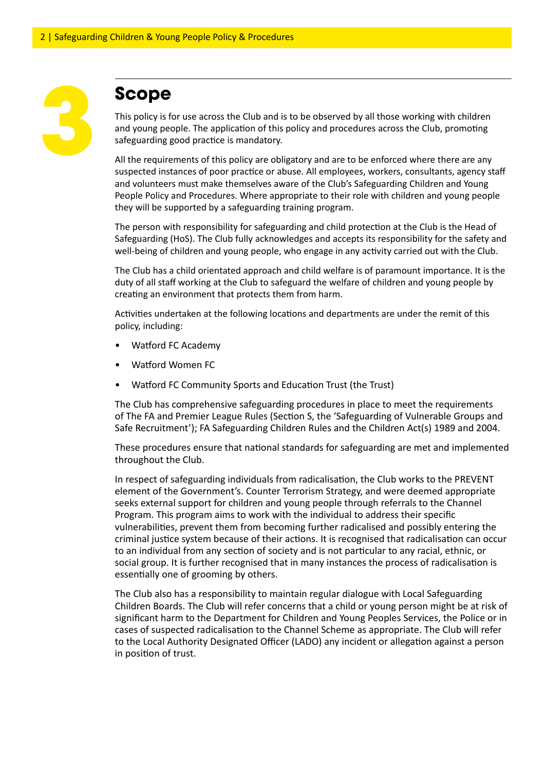# 3 Scope

This policy is for use across the Club and is to be observed by all those working with children and young people. The application of this policy and procedures across the Club, promoting safeguarding good practice is mandatory.

All the requirements of this policy are obligatory and are to be enforced where there are any suspected instances of poor practice or abuse. All employees, workers, consultants, agency staff and volunteers must make themselves aware of the Club's Safeguarding Children and Young People Policy and Procedures. Where appropriate to their role with children and young people they will be supported by a safeguarding training program.

The person with responsibility for safeguarding and child protection at the Club is the Head of Safeguarding (HoS). The Club fully acknowledges and accepts its responsibility for the safety and well-being of children and young people, who engage in any activity carried out with the Club.

The Club has a child orientated approach and child welfare is of paramount importance. It is the duty of all staff working at the Club to safeguard the welfare of children and young people by creating an environment that protects them from harm.

Activities undertaken at the following locations and departments are under the remit of this policy, including:

- Watford FC Academy
- Watford Women FC
- Watford FC Community Sports and Education Trust (the Trust)

The Club has comprehensive safeguarding procedures in place to meet the requirements of The FA and Premier League Rules (Section S, the 'Safeguarding of Vulnerable Groups and Safe Recruitment'); FA Safeguarding Children Rules and the Children Act(s) 1989 and 2004.

These procedures ensure that national standards for safeguarding are met and implemented throughout the Club.

In respect of safeguarding individuals from radicalisation, the Club works to the PREVENT element of the Government's. Counter Terrorism Strategy, and were deemed appropriate seeks external support for children and young people through referrals to the Channel Program. This program aims to work with the individual to address their specific vulnerabilities, prevent them from becoming further radicalised and possibly entering the criminal justice system because of their actions. It is recognised that radicalisation can occur to an individual from any section of society and is not particular to any racial, ethnic, or social group. It is further recognised that in many instances the process of radicalisation is essentially one of grooming by others.

The Club also has a responsibility to maintain regular dialogue with Local Safeguarding Children Boards. The Club will refer concerns that a child or young person might be at risk of significant harm to the Department for Children and Young Peoples Services, the Police or in cases of suspected radicalisation to the Channel Scheme as appropriate. The Club will refer to the Local Authority Designated Officer (LADO) any incident or allegation against a person in position of trust.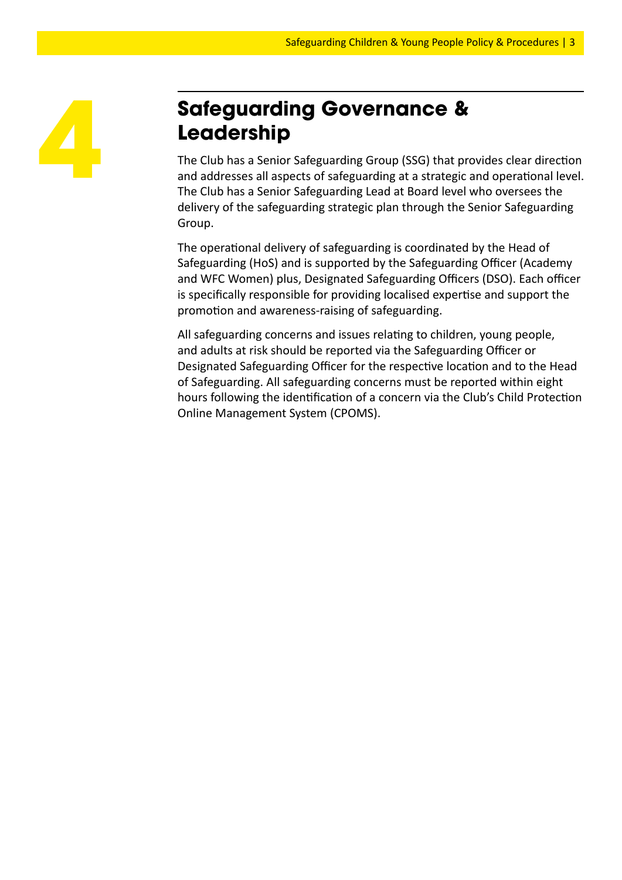# 4 Safeguarding Governance & Leadership

The Club has a Senior Safeguarding Group (SSG) that provides clear direction and addresses all aspects of safeguarding at a strategic and operational level. The Club has a Senior Safeguarding Lead at Board level who oversees the delivery of the safeguarding strategic plan through the Senior Safeguarding Group.

The operational delivery of safeguarding is coordinated by the Head of Safeguarding (HoS) and is supported by the Safeguarding Officer (Academy and WFC Women) plus, Designated Safeguarding Officers (DSO). Each officer is specifically responsible for providing localised expertise and support the promotion and awareness-raising of safeguarding.

All safeguarding concerns and issues relating to children, young people, and adults at risk should be reported via the Safeguarding Officer or Designated Safeguarding Officer for the respective location and to the Head of Safeguarding. All safeguarding concerns must be reported within eight hours following the identification of a concern via the Club's Child Protection Online Management System (CPOMS).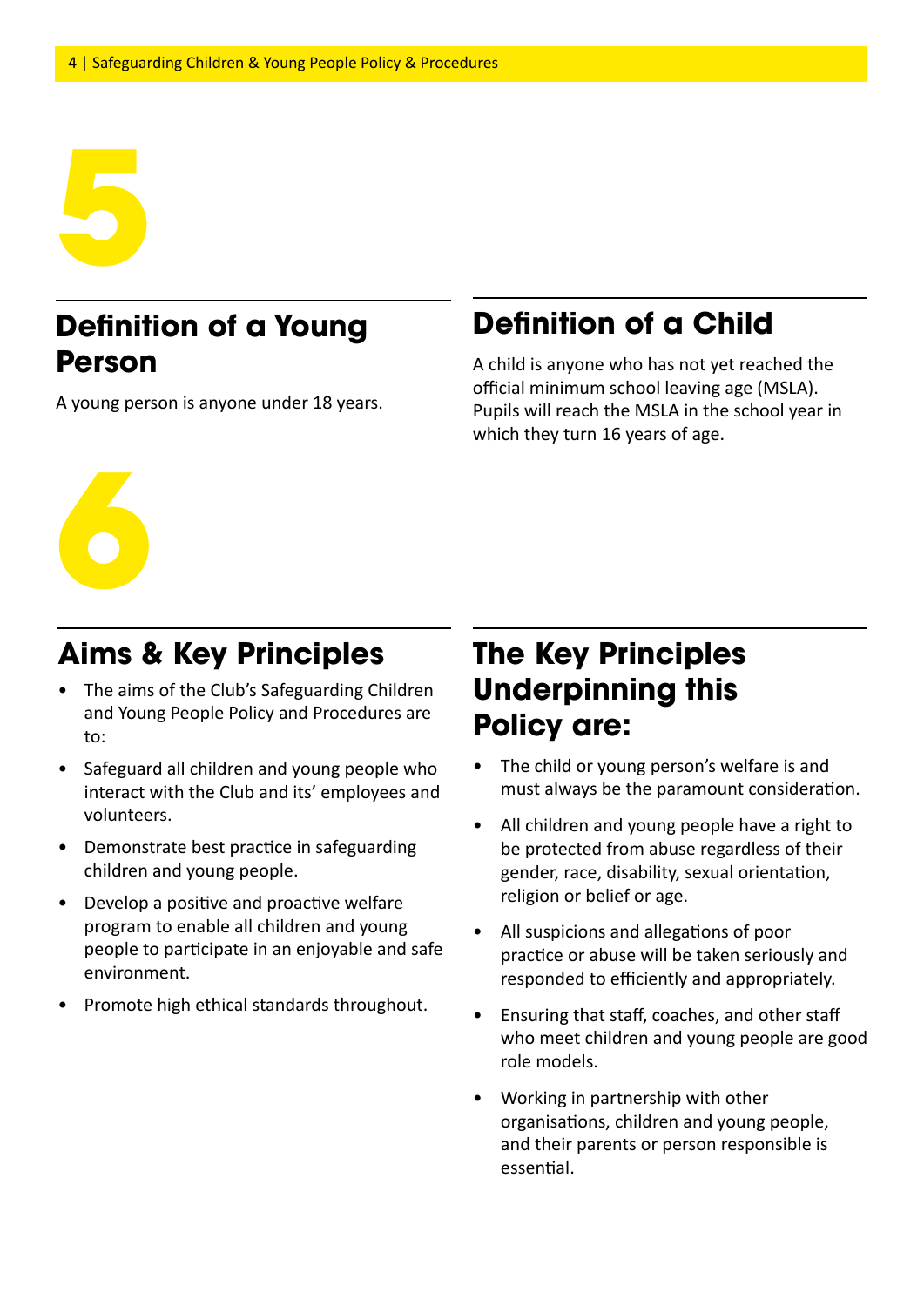# 5

## Definition of a Young Person

A young person is anyone under 18 years.

## Definition of a Child

A child is anyone who has not yet reached the official minimum school leaving age (MSLA). Pupils will reach the MSLA in the school year in which they turn 16 years of age.

# 6

## Aims & Key Principles

- The aims of the Club's Safeguarding Children and Young People Policy and Procedures are to:
- Safeguard all children and young people who interact with the Club and its' employees and volunteers.
- Demonstrate best practice in safeguarding children and young people.
- Develop a positive and proactive welfare program to enable all children and young people to participate in an enjoyable and safe environment.
- Promote high ethical standards throughout.

## The Key Principles Underpinning this Policy are:

- The child or young person's welfare is and must always be the paramount consideration.
- All children and young people have a right to be protected from abuse regardless of their gender, race, disability, sexual orientation, religion or belief or age.
- All suspicions and allegations of poor practice or abuse will be taken seriously and responded to efficiently and appropriately.
- Ensuring that staff, coaches, and other staff who meet children and young people are good role models.
- Working in partnership with other organisations, children and young people, and their parents or person responsible is essential.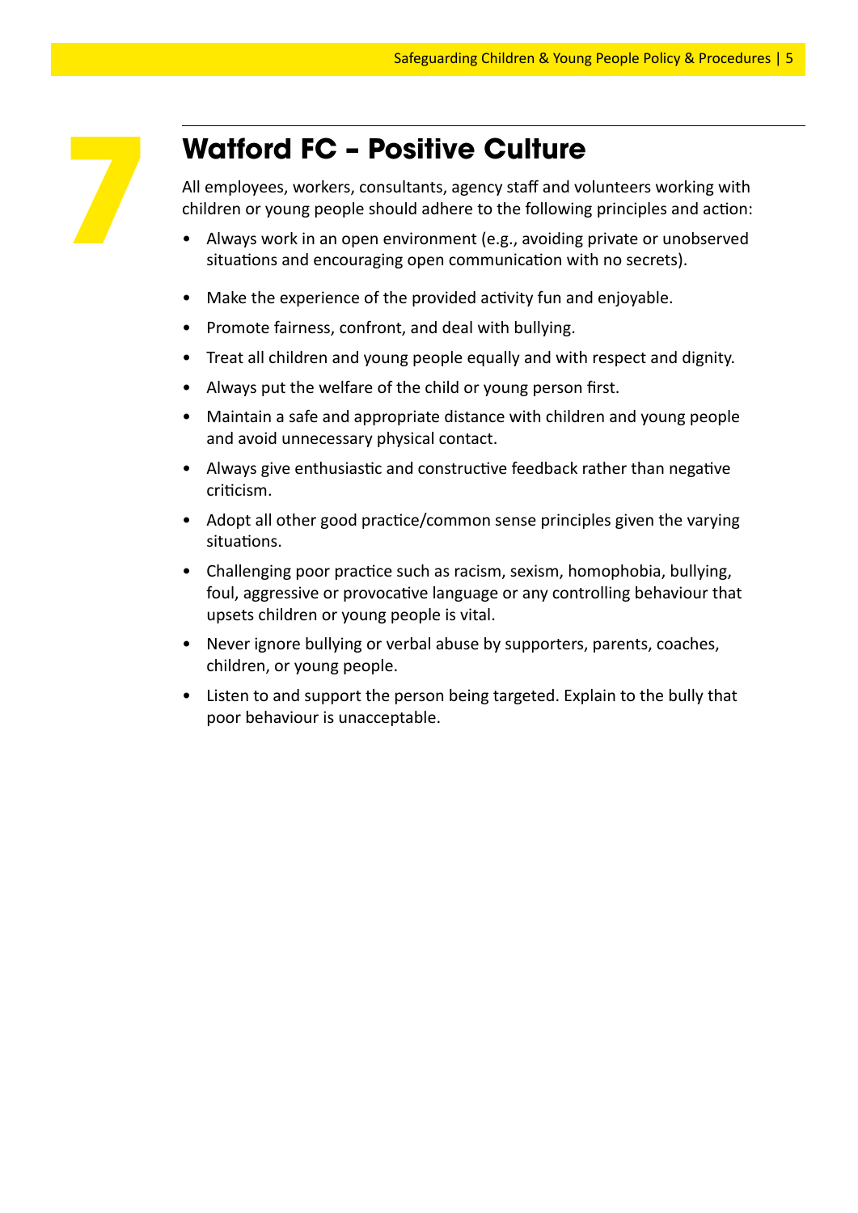# 7 Watford FC – Positive Culture

All employees, workers, consultants, agency staff and volunteers working with children or young people should adhere to the following principles and action:

- Always work in an open environment (e.g., avoiding private or unobserved situations and encouraging open communication with no secrets).
- Make the experience of the provided activity fun and enjoyable.
- Promote fairness, confront, and deal with bullying.
- Treat all children and young people equally and with respect and dignity.
- Always put the welfare of the child or young person first.
- Maintain a safe and appropriate distance with children and young people and avoid unnecessary physical contact.
- Always give enthusiastic and constructive feedback rather than negative criticism.
- Adopt all other good practice/common sense principles given the varying situations.
- Challenging poor practice such as racism, sexism, homophobia, bullying, foul, aggressive or provocative language or any controlling behaviour that upsets children or young people is vital.
- Never ignore bullying or verbal abuse by supporters, parents, coaches, children, or young people.
- Listen to and support the person being targeted. Explain to the bully that poor behaviour is unacceptable.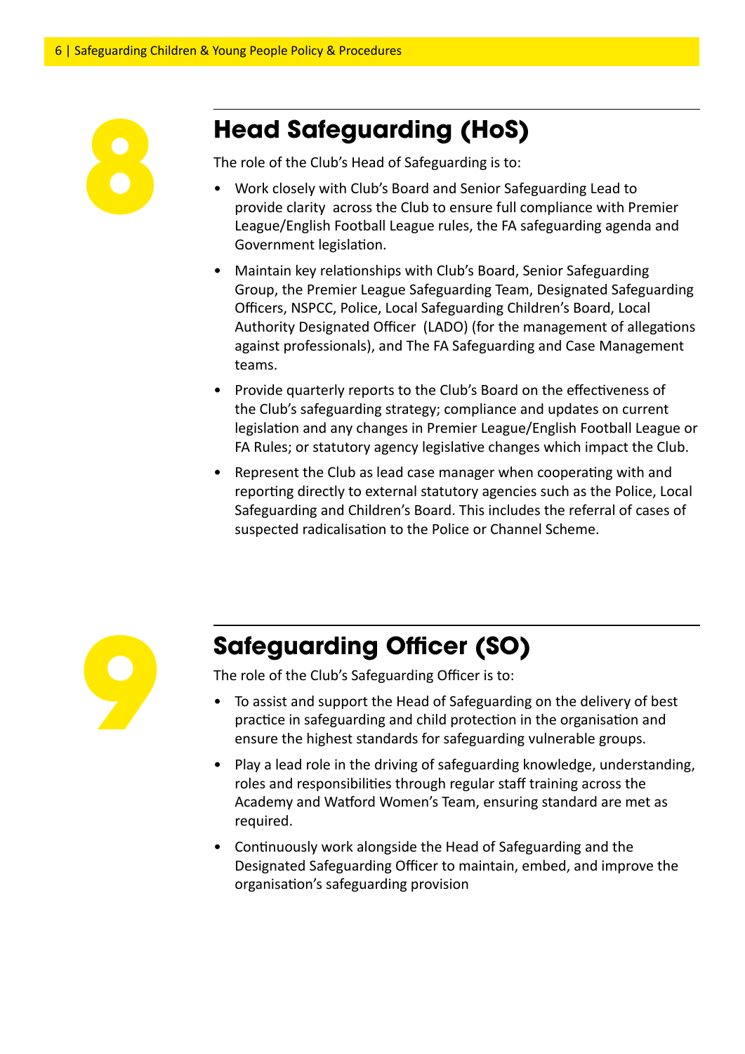## 8 Head Safeguarding (HoS)

The role of the Club's Head of Safeguarding is to:

- Work closely with Club's Board and Senior Safeguarding Lead to provide clarity across the Club to ensure full compliance with Premier League/English Football League rules, the FA safeguarding agenda and Government legislation.
- Maintain key relationships with Club's Board, Senior Safeguarding Group, the Premier League Safeguarding Team, Designated Safeguarding Officers, NSPCC, Police, Local Safeguarding Children's Board, Local Authority Designated Officer (LADO) (for the management of allegations against professionals), and The FA Safeguarding and Case Management teams.
- Provide quarterly reports to the Club's Board on the effectiveness of the Club's safeguarding strategy; compliance and updates on current legislation and any changes in Premier League/English Football League or FA Rules; or statutory agency legislative changes which impact the Club.
- Represent the Club as lead case manager when cooperating with and reporting directly to external statutory agencies such as the Police, Local Safeguarding and Children's Board. This includes the referral of cases of suspected radicalisation to the Police or Channel Scheme.

## 9 Safeguarding Officer (SO)

The role of the Club's Safeguarding Officer is to:

- To assist and support the Head of Safeguarding on the delivery of best practice in safeguarding and child protection in the organisation and ensure the highest standards for safeguarding vulnerable groups.
- Play a lead role in the driving of safeguarding knowledge, understanding, roles and responsibilities through regular staff training across the Academy and Watford Women's Team, ensuring standard are met as required.
- Continuously work alongside the Head of Safeguarding and the Designated Safeguarding Officer to maintain, embed, and improve the organisation's safeguarding provision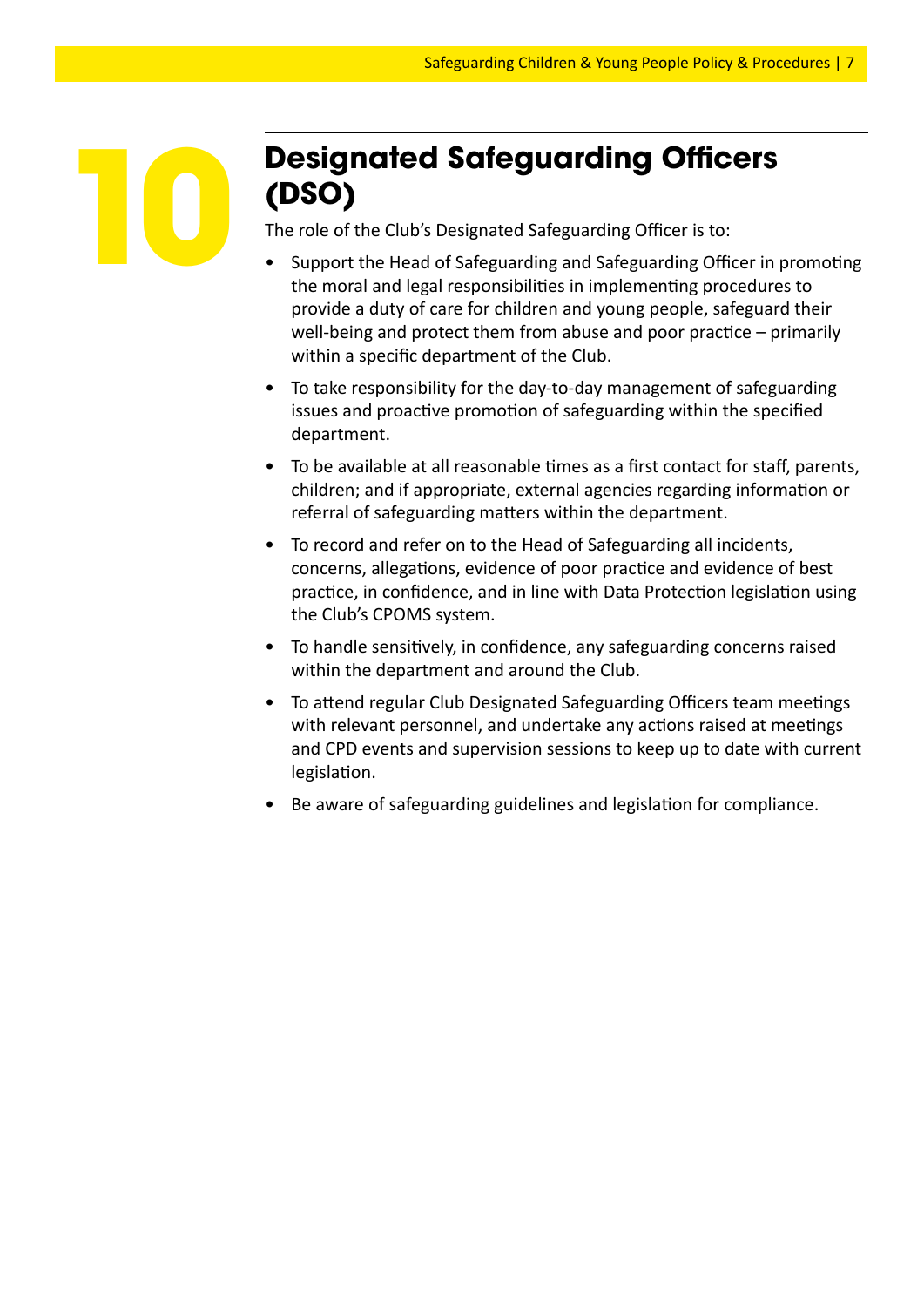# 10 Designated Safeguarding Officers (DSO)

The role of the Club's Designated Safeguarding Officer is to:

- Support the Head of Safeguarding and Safeguarding Officer in promoting the moral and legal responsibilities in implementing procedures to provide a duty of care for children and young people, safeguard their well-being and protect them from abuse and poor practice – primarily within a specific department of the Club.
- To take responsibility for the day-to-day management of safeguarding issues and proactive promotion of safeguarding within the specified department.
- To be available at all reasonable times as a first contact for staff, parents, children; and if appropriate, external agencies regarding information or referral of safeguarding matters within the department.
- To record and refer on to the Head of Safeguarding all incidents, concerns, allegations, evidence of poor practice and evidence of best practice, in confidence, and in line with Data Protection legislation using the Club's CPOMS system.
- To handle sensitively, in confidence, any safeguarding concerns raised within the department and around the Club.
- To attend regular Club Designated Safeguarding Officers team meetings with relevant personnel, and undertake any actions raised at meetings and CPD events and supervision sessions to keep up to date with current legislation.
- Be aware of safeguarding guidelines and legislation for compliance.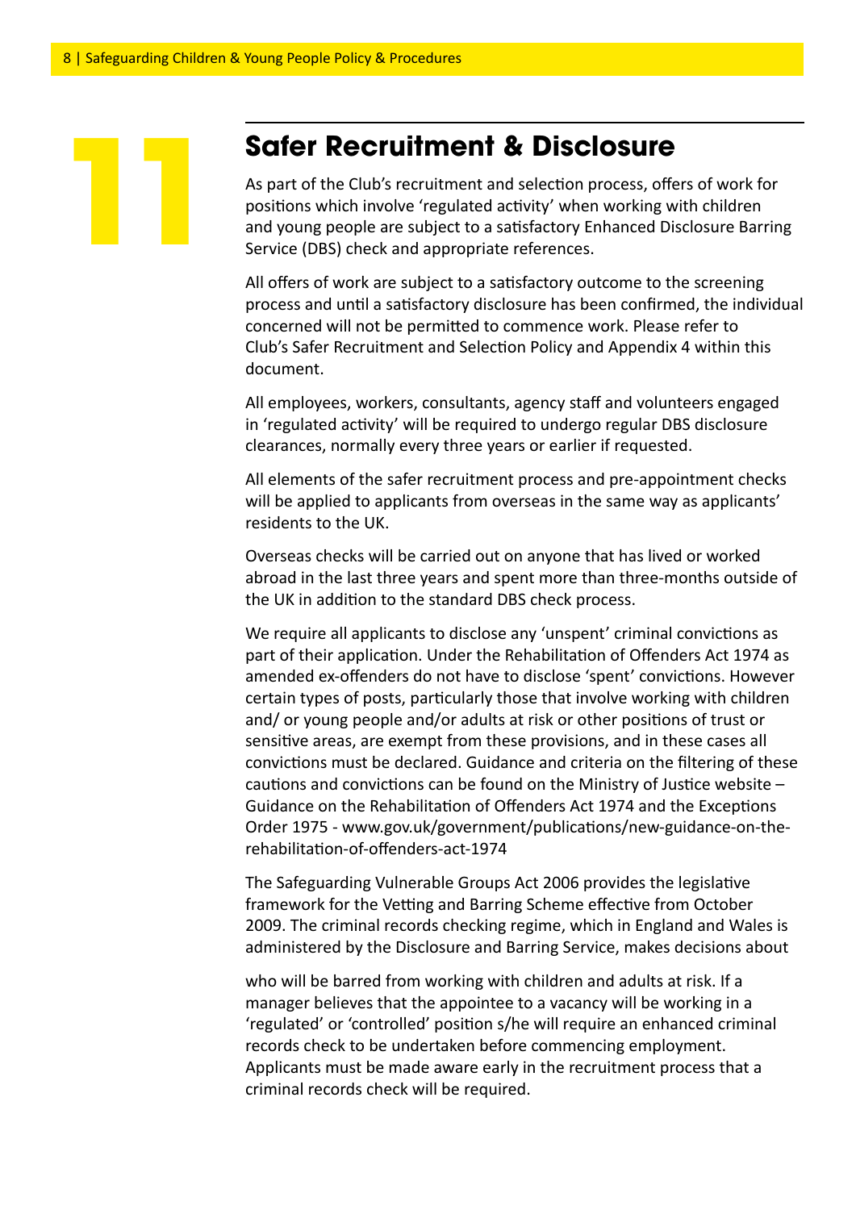# 11 Safer Recruitment & Disclosure

As part of the Club's recruitment and selection process, offers of work for positions which involve 'regulated activity' when working with children and young people are subject to a satisfactory Enhanced Disclosure Barring Service (DBS) check and appropriate references.

All offers of work are subject to a satisfactory outcome to the screening process and until a satisfactory disclosure has been confirmed, the individual concerned will not be permitted to commence work. Please refer to Club's Safer Recruitment and Selection Policy and Appendix 4 within this document.

All employees, workers, consultants, agency staff and volunteers engaged in 'regulated activity' will be required to undergo regular DBS disclosure clearances, normally every three years or earlier if requested.

All elements of the safer recruitment process and pre-appointment checks will be applied to applicants from overseas in the same way as applicants' residents to the UK.

Overseas checks will be carried out on anyone that has lived or worked abroad in the last three years and spent more than three-months outside of the UK in addition to the standard DBS check process.

We require all applicants to disclose any 'unspent' criminal convictions as part of their application. Under the Rehabilitation of Offenders Act 1974 as amended ex-offenders do not have to disclose 'spent' convictions. However certain types of posts, particularly those that involve working with children and/ or young people and/or adults at risk or other positions of trust or sensitive areas, are exempt from these provisions, and in these cases all convictions must be declared. Guidance and criteria on the filtering of these cautions and convictions can be found on the Ministry of Justice website – Guidance on the Rehabilitation of Offenders Act 1974 and the Exceptions Order 1975 - www.gov.uk/government/publications/new-guidance-on-the-rehabilitation-of-offenders-act-1974

The Safeguarding Vulnerable Groups Act 2006 provides the legislative framework for the Vetting and Barring Scheme effective from October 2009. The criminal records checking regime, which in England and Wales is administered by the Disclosure and Barring Service, makes decisions about who will be barred from working with children and adults at risk. If a manager believes that the appointee to a vacancy will be working in a 'regulated' or 'controlled' position s/he will require an enhanced criminal records check to be undertaken before commencing employment. Applicants must be made aware early in the recruitment process that a criminal records check will be required.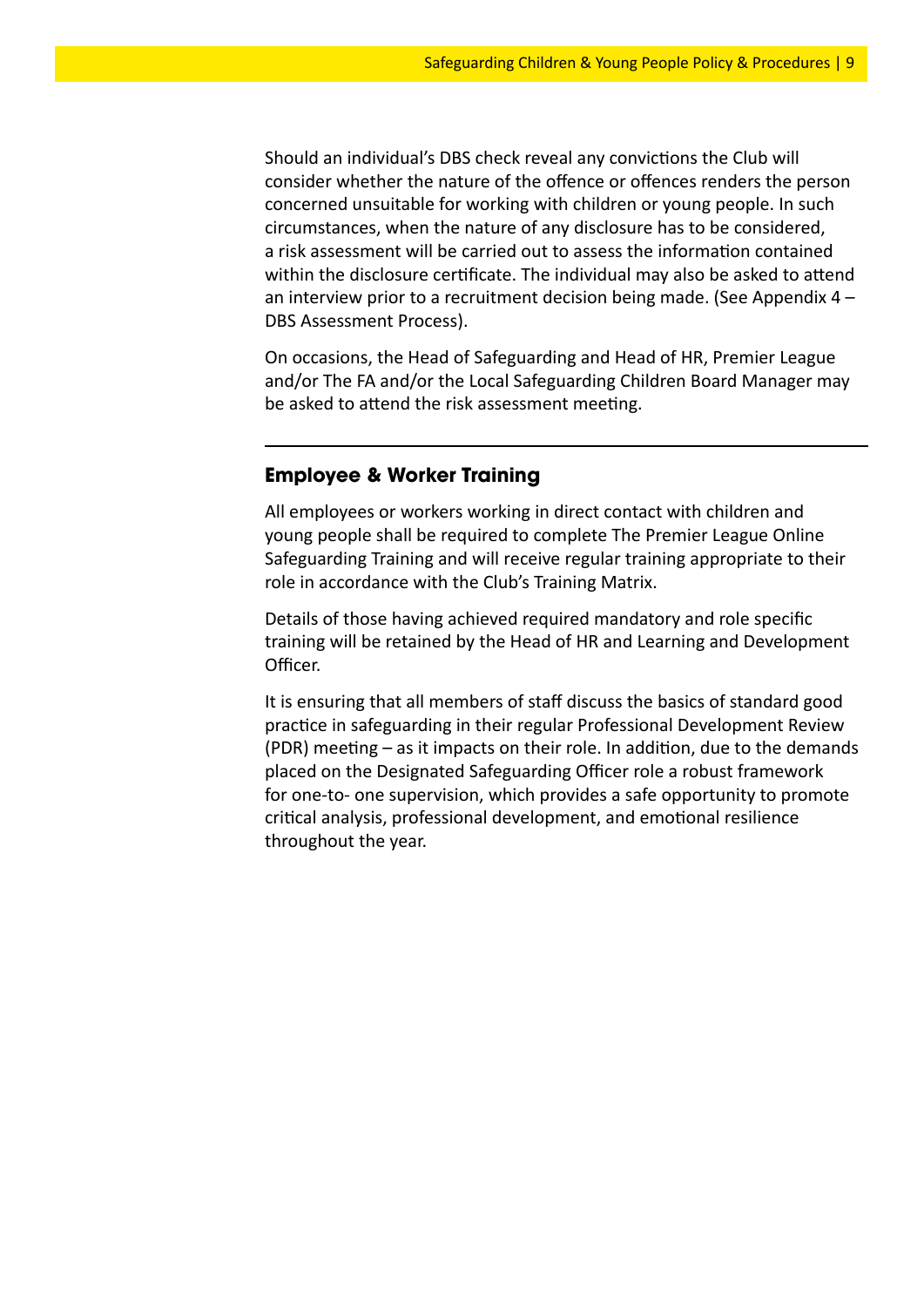Should an individual's DBS check reveal any convictions the Club will consider whether the nature of the offence or offences renders the person concerned unsuitable for working with children or young people. In such circumstances, when the nature of any disclosure has to be considered, a risk assessment will be carried out to assess the information contained within the disclosure certificate. The individual may also be asked to attend an interview prior to a recruitment decision being made. (See Appendix 4 – DBS Assessment Process).

On occasions, the Head of Safeguarding and Head of HR, Premier League and/or The FA and/or the Local Safeguarding Children Board Manager may be asked to attend the risk assessment meeting.

---

## Employee & Worker Training

All employees or workers working in direct contact with children and young people shall be required to complete The Premier League Online Safeguarding Training and will receive regular training appropriate to their role in accordance with the Club's Training Matrix.

Details of those having achieved required mandatory and role specific training will be retained by the Head of HR and Learning and Development Officer.

It is ensuring that all members of staff discuss the basics of standard good practice in safeguarding in their regular Professional Development Review (PDR) meeting – as it impacts on their role. In addition, due to the demands placed on the Designated Safeguarding Officer role a robust framework for one-to- one supervision, which provides a safe opportunity to promote critical analysis, professional development, and emotional resilience throughout the year.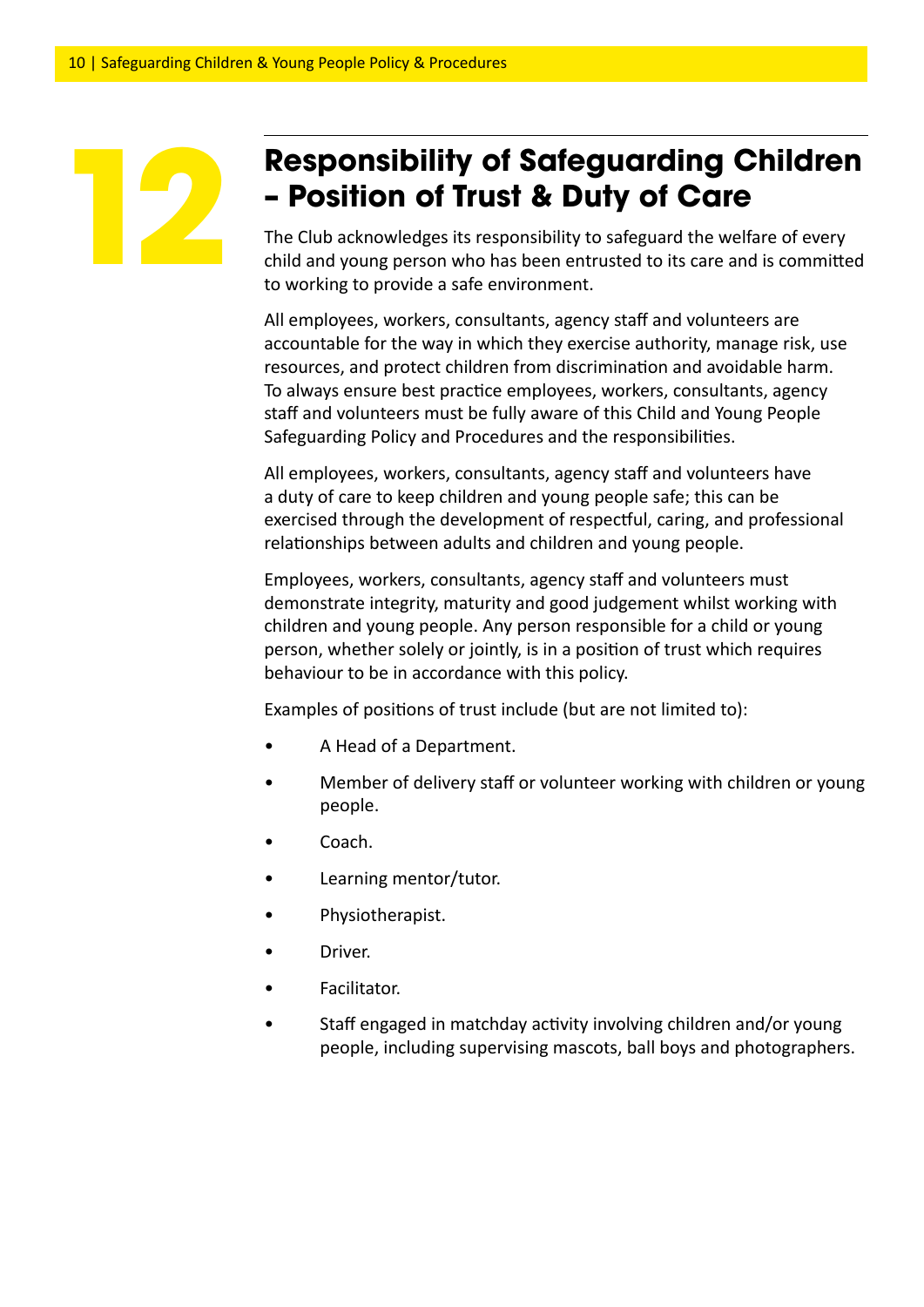# 12 Responsibility of Safeguarding Children – Position of Trust & Duty of Care

The Club acknowledges its responsibility to safeguard the welfare of every child and young person who has been entrusted to its care and is committed to working to provide a safe environment.

All employees, workers, consultants, agency staff and volunteers are accountable for the way in which they exercise authority, manage risk, use resources, and protect children from discrimination and avoidable harm. To always ensure best practice employees, workers, consultants, agency staff and volunteers must be fully aware of this Child and Young People Safeguarding Policy and Procedures and the responsibilities.

All employees, workers, consultants, agency staff and volunteers have a duty of care to keep children and young people safe; this can be exercised through the development of respectful, caring, and professional relationships between adults and children and young people.

Employees, workers, consultants, agency staff and volunteers must demonstrate integrity, maturity and good judgement whilst working with children and young people. Any person responsible for a child or young person, whether solely or jointly, is in a position of trust which requires behaviour to be in accordance with this policy.

Examples of positions of trust include (but are not limited to):

- A Head of a Department.
- Member of delivery staff or volunteer working with children or young people.
- Coach.
- Learning mentor/tutor.
- Physiotherapist.
- Driver.
- Facilitator.
- Staff engaged in matchday activity involving children and/or young people, including supervising mascots, ball boys and photographers.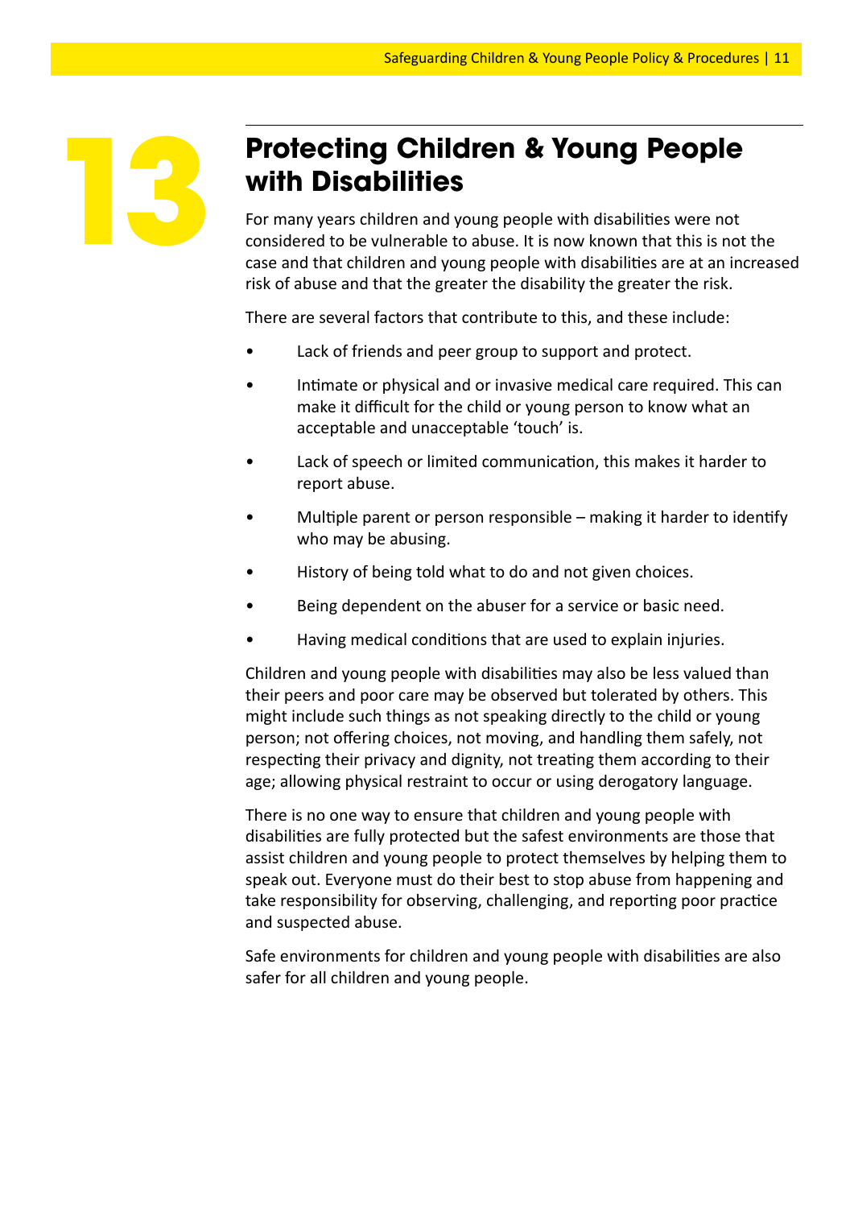# 13 Protecting Children & Young People with Disabilities

For many years children and young people with disabilities were not considered to be vulnerable to abuse. It is now known that this is not the case and that children and young people with disabilities are at an increased risk of abuse and that the greater the disability the greater the risk.

There are several factors that contribute to this, and these include:

- Lack of friends and peer group to support and protect.
- Intimate or physical and or invasive medical care required. This can make it difficult for the child or young person to know what an acceptable and unacceptable 'touch' is.
- Lack of speech or limited communication, this makes it harder to report abuse.
- Multiple parent or person responsible – making it harder to identify who may be abusing.
- History of being told what to do and not given choices.
- Being dependent on the abuser for a service or basic need.
- Having medical conditions that are used to explain injuries.

Children and young people with disabilities may also be less valued than their peers and poor care may be observed but tolerated by others. This might include such things as not speaking directly to the child or young person; not offering choices, not moving, and handling them safely, not respecting their privacy and dignity, not treating them according to their age; allowing physical restraint to occur or using derogatory language.

There is no one way to ensure that children and young people with disabilities are fully protected but the safest environments are those that assist children and young people to protect themselves by helping them to speak out. Everyone must do their best to stop abuse from happening and take responsibility for observing, challenging, and reporting poor practice and suspected abuse.

Safe environments for children and young people with disabilities are also safer for all children and young people.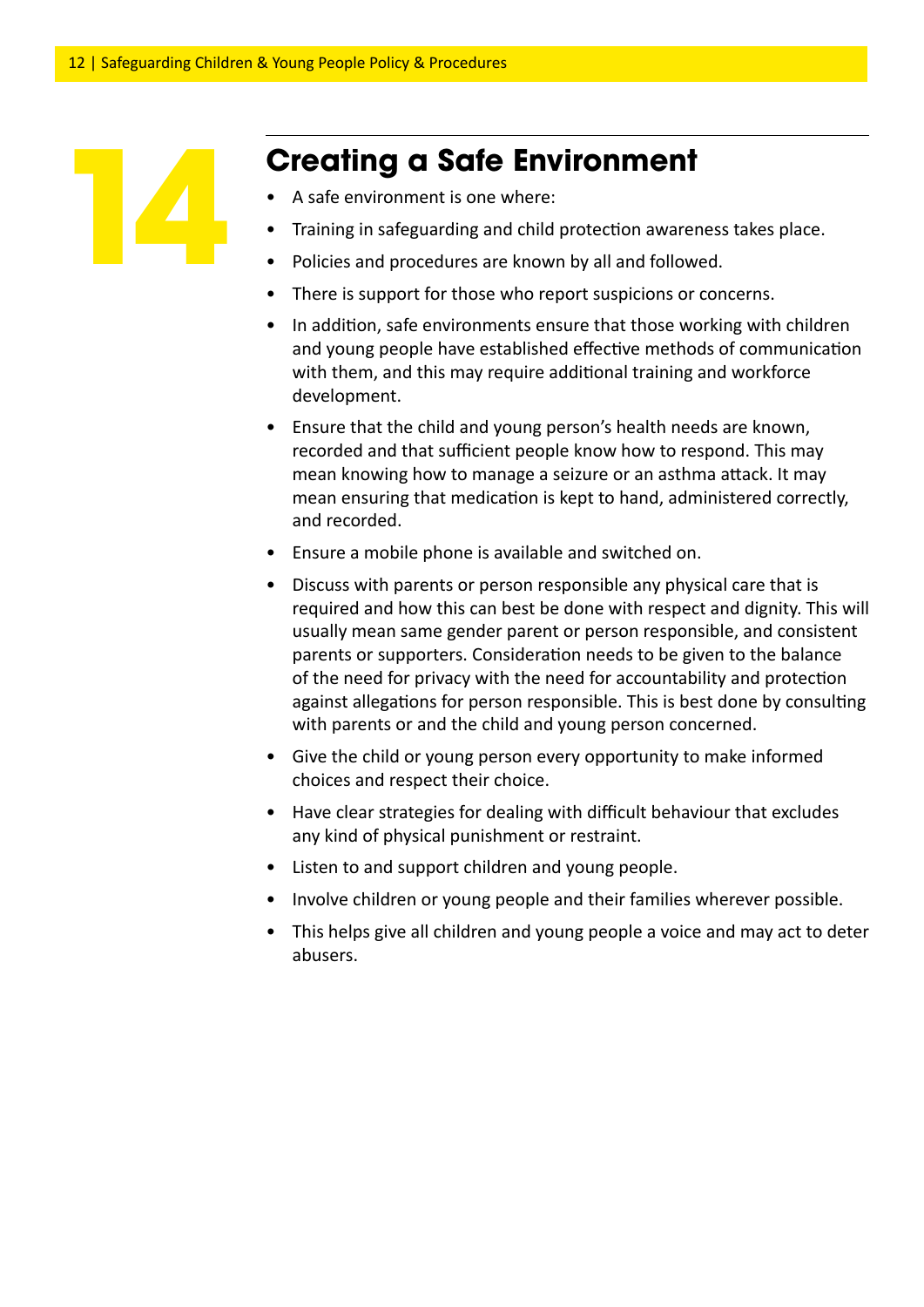# 14 Creating a Safe Environment

- A safe environment is one where:
- Training in safeguarding and child protection awareness takes place.
- Policies and procedures are known by all and followed.
- There is support for those who report suspicions or concerns.
- In addition, safe environments ensure that those working with children and young people have established effective methods of communication with them, and this may require additional training and workforce development.
- Ensure that the child and young person's health needs are known, recorded and that sufficient people know how to respond. This may mean knowing how to manage a seizure or an asthma attack. It may mean ensuring that medication is kept to hand, administered correctly, and recorded.
- Ensure a mobile phone is available and switched on.
- Discuss with parents or person responsible any physical care that is required and how this can best be done with respect and dignity. This will usually mean same gender parent or person responsible, and consistent parents or supporters. Consideration needs to be given to the balance of the need for privacy with the need for accountability and protection against allegations for person responsible. This is best done by consulting with parents or and the child and young person concerned.
- Give the child or young person every opportunity to make informed choices and respect their choice.
- Have clear strategies for dealing with difficult behaviour that excludes any kind of physical punishment or restraint.
- Listen to and support children and young people.
- Involve children or young people and their families wherever possible.
- This helps give all children and young people a voice and may act to deter abusers.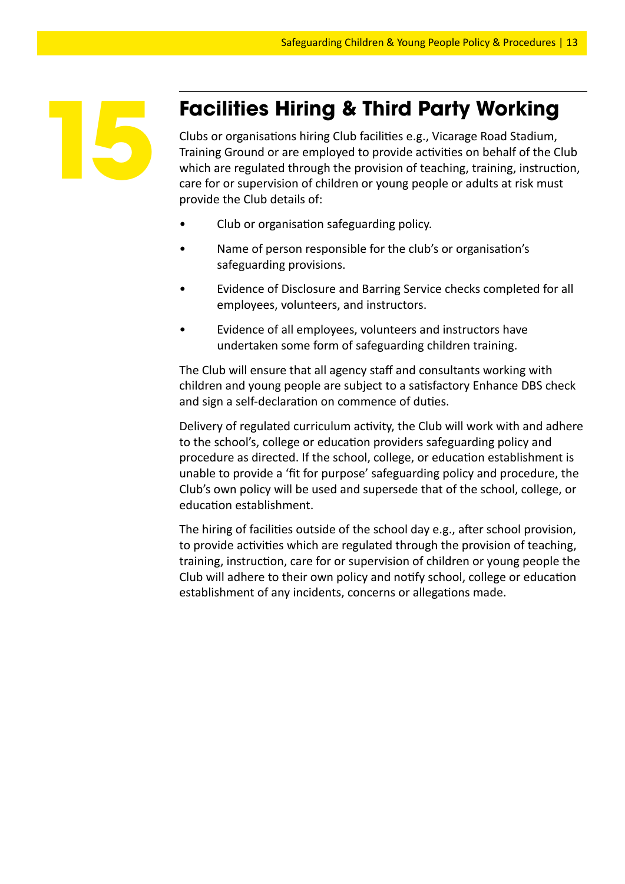# 15 Facilities Hiring & Third Party Working

Clubs or organisations hiring Club facilities e.g., Vicarage Road Stadium, Training Ground or are employed to provide activities on behalf of the Club which are regulated through the provision of teaching, training, instruction, care for or supervision of children or young people or adults at risk must provide the Club details of:

- Club or organisation safeguarding policy.
- Name of person responsible for the club's or organisation's safeguarding provisions.
- Evidence of Disclosure and Barring Service checks completed for all employees, volunteers, and instructors.
- Evidence of all employees, volunteers and instructors have undertaken some form of safeguarding children training.

The Club will ensure that all agency staff and consultants working with children and young people are subject to a satisfactory Enhance DBS check and sign a self-declaration on commence of duties.

Delivery of regulated curriculum activity, the Club will work with and adhere to the school's, college or education providers safeguarding policy and procedure as directed. If the school, college, or education establishment is unable to provide a 'fit for purpose' safeguarding policy and procedure, the Club's own policy will be used and supersede that of the school, college, or education establishment.

The hiring of facilities outside of the school day e.g., after school provision, to provide activities which are regulated through the provision of teaching, training, instruction, care for or supervision of children or young people the Club will adhere to their own policy and notify school, college or education establishment of any incidents, concerns or allegations made.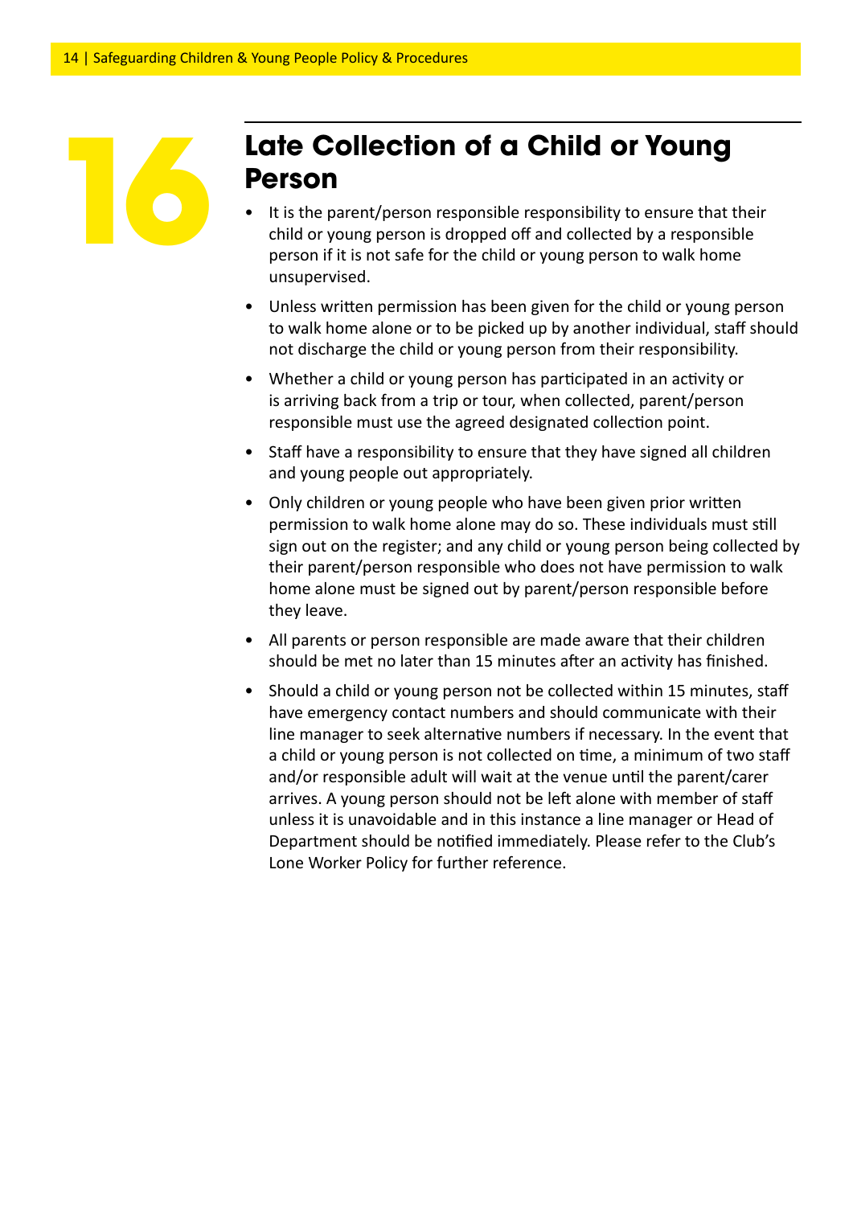## 16 Late Collection of a Child or Young Person

- It is the parent/person responsible responsibility to ensure that their child or young person is dropped off and collected by a responsible person if it is not safe for the child or young person to walk home unsupervised.
- Unless written permission has been given for the child or young person to walk home alone or to be picked up by another individual, staff should not discharge the child or young person from their responsibility.
- Whether a child or young person has participated in an activity or is arriving back from a trip or tour, when collected, parent/person responsible must use the agreed designated collection point.
- Staff have a responsibility to ensure that they have signed all children and young people out appropriately.
- Only children or young people who have been given prior written permission to walk home alone may do so. These individuals must still sign out on the register; and any child or young person being collected by their parent/person responsible who does not have permission to walk home alone must be signed out by parent/person responsible before they leave.
- All parents or person responsible are made aware that their children should be met no later than 15 minutes after an activity has finished.
- Should a child or young person not be collected within 15 minutes, staff have emergency contact numbers and should communicate with their line manager to seek alternative numbers if necessary. In the event that a child or young person is not collected on time, a minimum of two staff and/or responsible adult will wait at the venue until the parent/carer arrives. A young person should not be left alone with member of staff unless it is unavoidable and in this instance a line manager or Head of Department should be notified immediately. Please refer to the Club's Lone Worker Policy for further reference.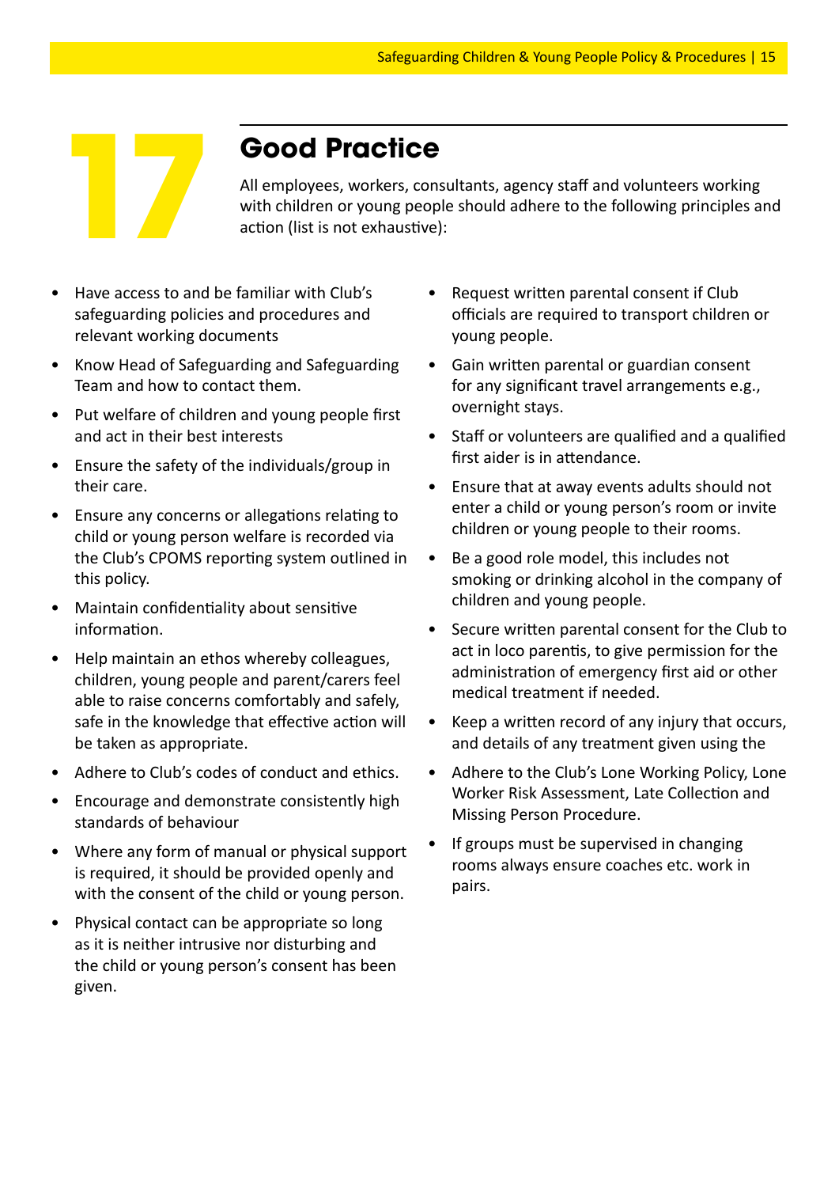# 17 Good Practice

All employees, workers, consultants, agency staff and volunteers working with children or young people should adhere to the following principles and action (list is not exhaustive):

- Have access to and be familiar with Club's safeguarding policies and procedures and relevant working documents
- Know Head of Safeguarding and Safeguarding Team and how to contact them.
- Put welfare of children and young people first and act in their best interests
- Ensure the safety of the individuals/group in their care.
- Ensure any concerns or allegations relating to child or young person welfare is recorded via the Club's CPOMS reporting system outlined in this policy.
- Maintain confidentiality about sensitive information.
- Help maintain an ethos whereby colleagues, children, young people and parent/carers feel able to raise concerns comfortably and safely, safe in the knowledge that effective action will be taken as appropriate.
- Adhere to Club's codes of conduct and ethics.
- Encourage and demonstrate consistently high standards of behaviour
- Where any form of manual or physical support is required, it should be provided openly and with the consent of the child or young person.
- Physical contact can be appropriate so long as it is neither intrusive nor disturbing and the child or young person's consent has been given.
- Request written parental consent if Club officials are required to transport children or young people.
- Gain written parental or guardian consent for any significant travel arrangements e.g., overnight stays.
- Staff or volunteers are qualified and a qualified first aider is in attendance.
- Ensure that at away events adults should not enter a child or young person's room or invite children or young people to their rooms.
- Be a good role model, this includes not smoking or drinking alcohol in the company of children and young people.
- Secure written parental consent for the Club to act in loco parentis, to give permission for the administration of emergency first aid or other medical treatment if needed.
- Keep a written record of any injury that occurs, and details of any treatment given using the
- Adhere to the Club's Lone Working Policy, Lone Worker Risk Assessment, Late Collection and Missing Person Procedure.
- If groups must be supervised in changing rooms always ensure coaches etc. work in pairs.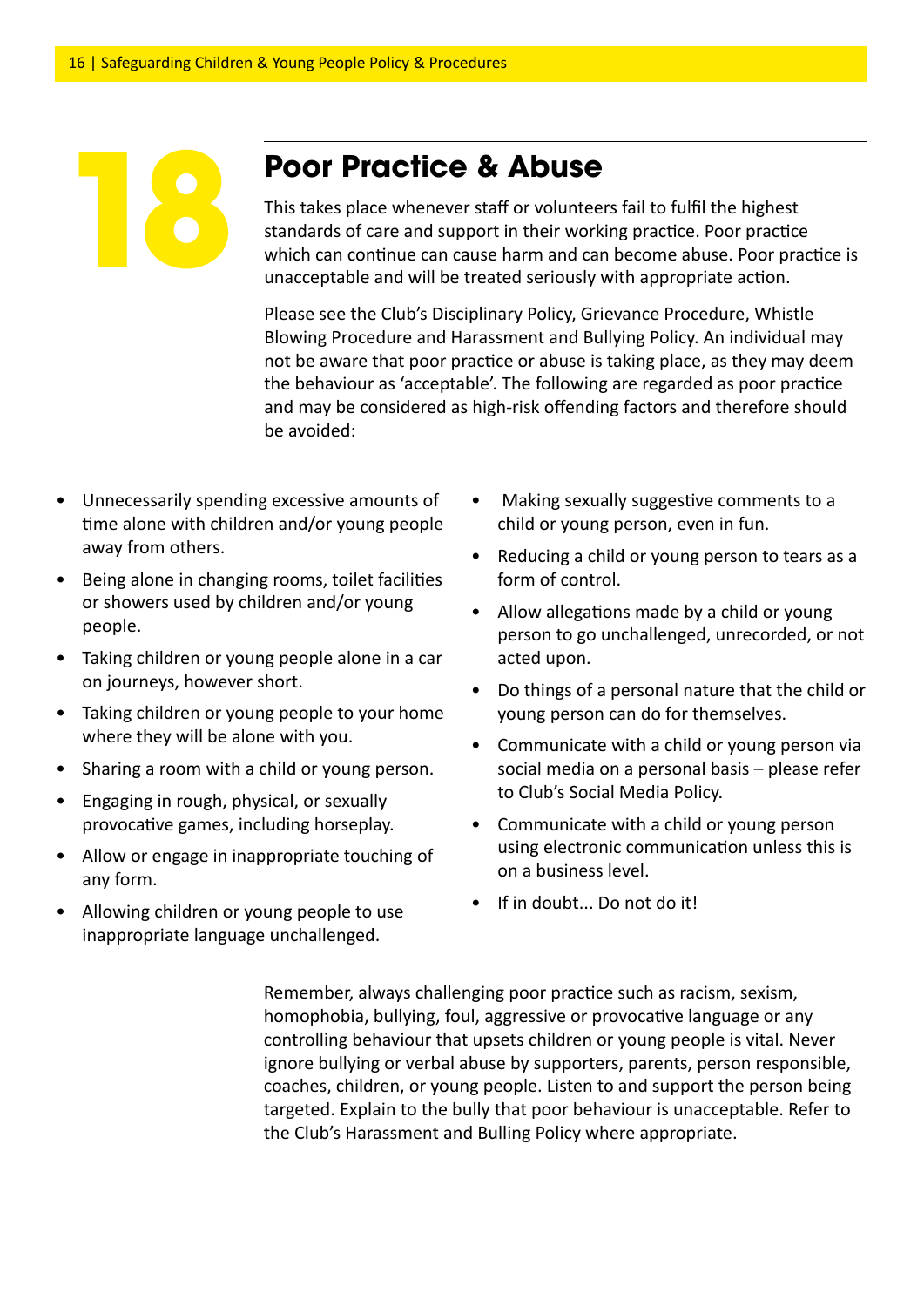# 18 Poor Practice & Abuse

This takes place whenever staff or volunteers fail to fulfil the highest standards of care and support in their working practice. Poor practice which can continue can cause harm and can become abuse. Poor practice is unacceptable and will be treated seriously with appropriate action.

Please see the Club's Disciplinary Policy, Grievance Procedure, Whistle Blowing Procedure and Harassment and Bullying Policy. An individual may not be aware that poor practice or abuse is taking place, as they may deem the behaviour as 'acceptable'. The following are regarded as poor practice and may be considered as high-risk offending factors and therefore should be avoided:

- Unnecessarily spending excessive amounts of time alone with children and/or young people away from others.
- Being alone in changing rooms, toilet facilities or showers used by children and/or young people.
- Taking children or young people alone in a car on journeys, however short.
- Taking children or young people to your home where they will be alone with you.
- Sharing a room with a child or young person.
- Engaging in rough, physical, or sexually provocative games, including horseplay.
- Allow or engage in inappropriate touching of any form.
- Allowing children or young people to use inappropriate language unchallenged.
- Making sexually suggestive comments to a child or young person, even in fun.
- Reducing a child or young person to tears as a form of control.
- Allow allegations made by a child or young person to go unchallenged, unrecorded, or not acted upon.
- Do things of a personal nature that the child or young person can do for themselves.
- Communicate with a child or young person via social media on a personal basis – please refer to Club's Social Media Policy.
- Communicate with a child or young person using electronic communication unless this is on a business level.
- If in doubt... Do not do it!

Remember, always challenging poor practice such as racism, sexism, homophobia, bullying, foul, aggressive or provocative language or any controlling behaviour that upsets children or young people is vital. Never ignore bullying or verbal abuse by supporters, parents, person responsible, coaches, children, or young people. Listen to and support the person being targeted. Explain to the bully that poor behaviour is unacceptable. Refer to the Club's Harassment and Bulling Policy where appropriate.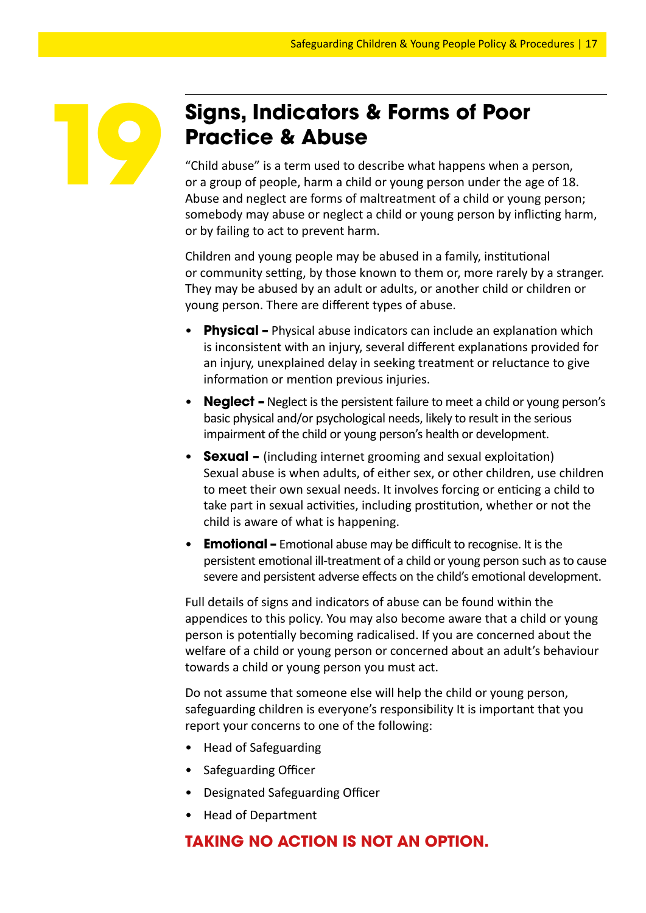# 19 Signs, Indicators & Forms of Poor Practice & Abuse

"Child abuse" is a term used to describe what happens when a person, or a group of people, harm a child or young person under the age of 18. Abuse and neglect are forms of maltreatment of a child or young person; somebody may abuse or neglect a child or young person by inflicting harm, or by failing to act to prevent harm.

Children and young people may be abused in a family, institutional or community setting, by those known to them or, more rarely by a stranger. They may be abused by an adult or adults, or another child or children or young person. There are different types of abuse.

- **Physical –** Physical abuse indicators can include an explanation which is inconsistent with an injury, several different explanations provided for an injury, unexplained delay in seeking treatment or reluctance to give information or mention previous injuries.
- **Neglect –** Neglect is the persistent failure to meet a child or young person's basic physical and/or psychological needs, likely to result in the serious impairment of the child or young person's health or development.
- **Sexual –** (including internet grooming and sexual exploitation) Sexual abuse is when adults, of either sex, or other children, use children to meet their own sexual needs. It involves forcing or enticing a child to take part in sexual activities, including prostitution, whether or not the child is aware of what is happening.
- **Emotional –** Emotional abuse may be difficult to recognise. It is the persistent emotional ill-treatment of a child or young person such as to cause severe and persistent adverse effects on the child's emotional development.

Full details of signs and indicators of abuse can be found within the appendices to this policy. You may also become aware that a child or young person is potentially becoming radicalised. If you are concerned about the welfare of a child or young person or concerned about an adult's behaviour towards a child or young person you must act.

Do not assume that someone else will help the child or young person, safeguarding children is everyone's responsibility It is important that you report your concerns to one of the following:

- Head of Safeguarding
- Safeguarding Officer
- Designated Safeguarding Officer
- Head of Department

**TAKING NO ACTION IS NOT AN OPTION.**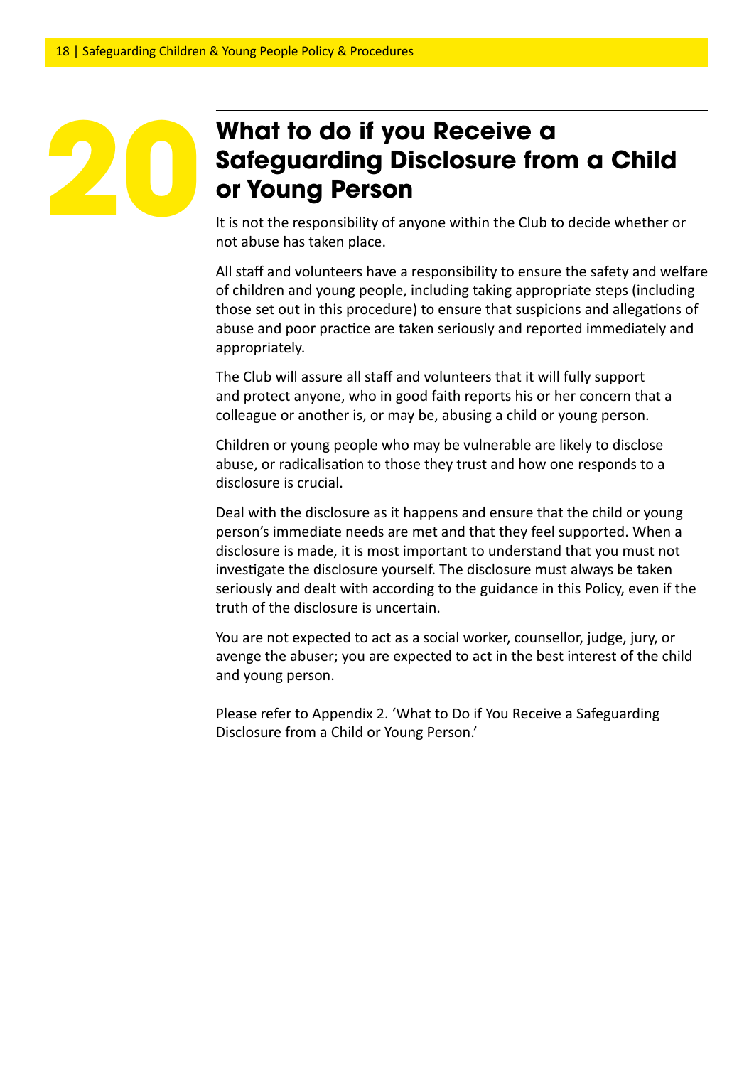# 20 What to do if you Receive a Safeguarding Disclosure from a Child or Young Person

It is not the responsibility of anyone within the Club to decide whether or not abuse has taken place.

All staff and volunteers have a responsibility to ensure the safety and welfare of children and young people, including taking appropriate steps (including those set out in this procedure) to ensure that suspicions and allegations of abuse and poor practice are taken seriously and reported immediately and appropriately.

The Club will assure all staff and volunteers that it will fully support and protect anyone, who in good faith reports his or her concern that a colleague or another is, or may be, abusing a child or young person.

Children or young people who may be vulnerable are likely to disclose abuse, or radicalisation to those they trust and how one responds to a disclosure is crucial.

Deal with the disclosure as it happens and ensure that the child or young person's immediate needs are met and that they feel supported. When a disclosure is made, it is most important to understand that you must not investigate the disclosure yourself. The disclosure must always be taken seriously and dealt with according to the guidance in this Policy, even if the truth of the disclosure is uncertain.

You are not expected to act as a social worker, counsellor, judge, jury, or avenge the abuser; you are expected to act in the best interest of the child and young person.

Please refer to Appendix 2. 'What to Do if You Receive a Safeguarding Disclosure from a Child or Young Person.'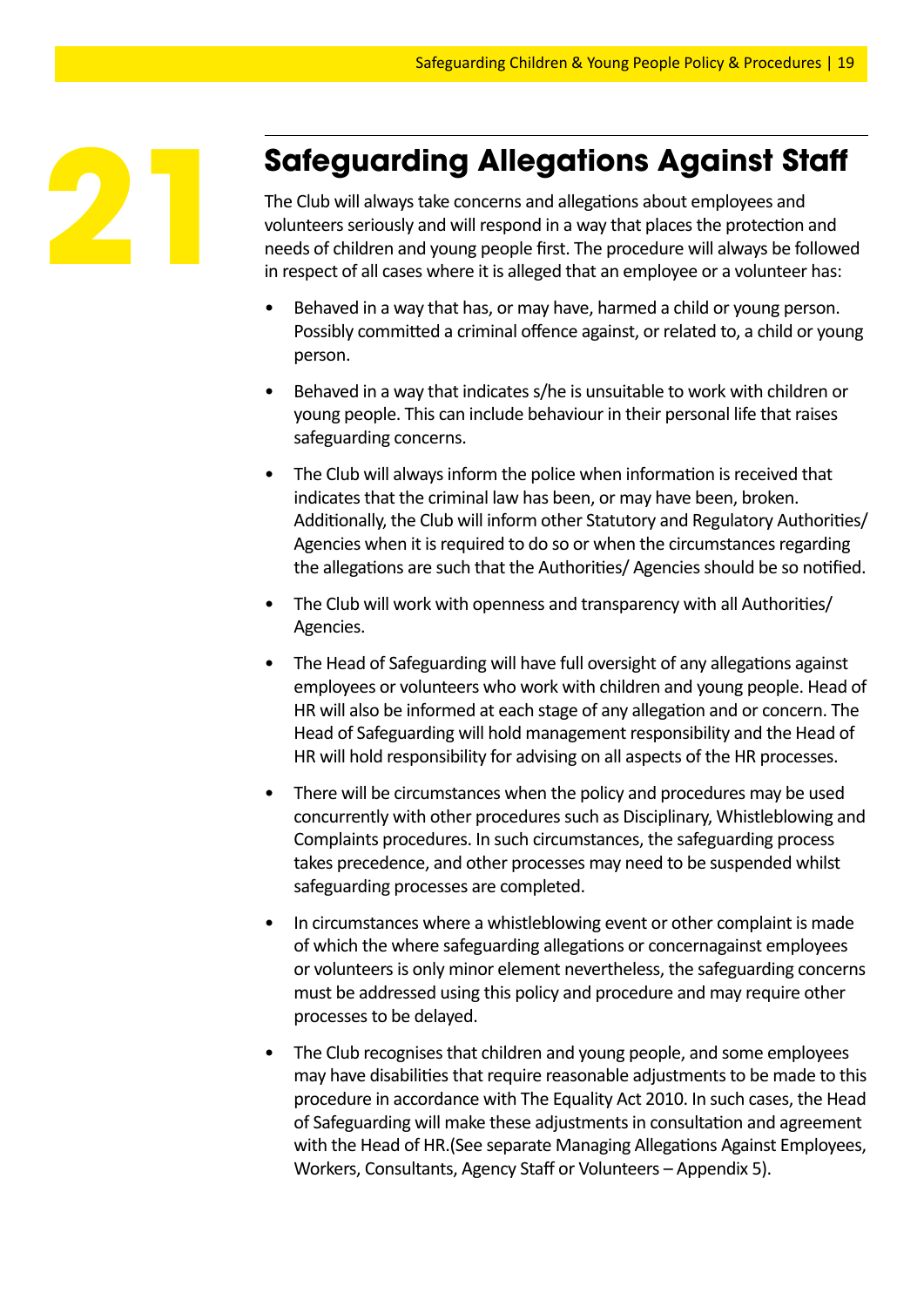# 21 Safeguarding Allegations Against Staff

The Club will always take concerns and allegations about employees and volunteers seriously and will respond in a way that places the protection and needs of children and young people first. The procedure will always be followed in respect of all cases where it is alleged that an employee or a volunteer has:

- Behaved in a way that has, or may have, harmed a child or young person. Possibly committed a criminal offence against, or related to, a child or young person.
- Behaved in a way that indicates s/he is unsuitable to work with children or young people. This can include behaviour in their personal life that raises safeguarding concerns.
- The Club will always inform the police when information is received that indicates that the criminal law has been, or may have been, broken. Additionally, the Club will inform other Statutory and Regulatory Authorities/ Agencies when it is required to do so or when the circumstances regarding the allegations are such that the Authorities/ Agencies should be so notified.
- The Club will work with openness and transparency with all Authorities/ Agencies.
- The Head of Safeguarding will have full oversight of any allegations against employees or volunteers who work with children and young people. Head of HR will also be informed at each stage of any allegation and or concern. The Head of Safeguarding will hold management responsibility and the Head of HR will hold responsibility for advising on all aspects of the HR processes.
- There will be circumstances when the policy and procedures may be used concurrently with other procedures such as Disciplinary, Whistleblowing and Complaints procedures. In such circumstances, the safeguarding process takes precedence, and other processes may need to be suspended whilst safeguarding processes are completed.
- In circumstances where a whistleblowing event or other complaint is made of which the where safeguarding allegations or concernagainst employees or volunteers is only minor element nevertheless, the safeguarding concerns must be addressed using this policy and procedure and may require other processes to be delayed.
- The Club recognises that children and young people, and some employees may have disabilities that require reasonable adjustments to be made to this procedure in accordance with The Equality Act 2010. In such cases, the Head of Safeguarding will make these adjustments in consultation and agreement with the Head of HR.(See separate Managing Allegations Against Employees, Workers, Consultants, Agency Staff or Volunteers – Appendix 5).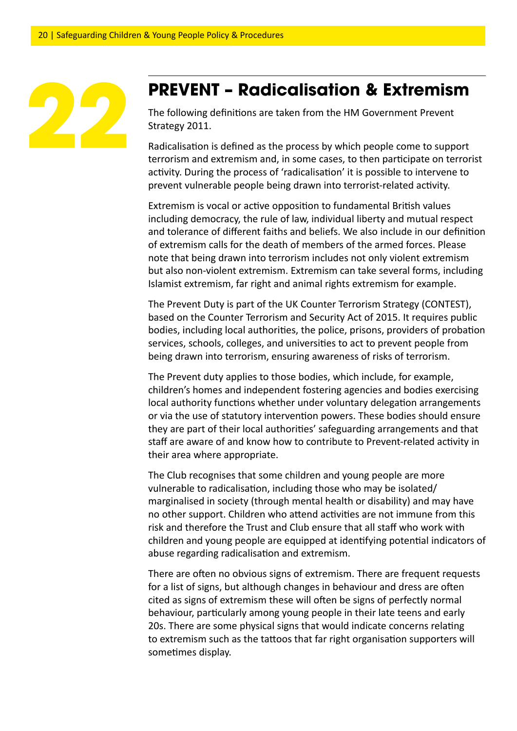# 22 PREVENT – Radicalisation & Extremism

The following definitions are taken from the HM Government Prevent Strategy 2011.

Radicalisation is defined as the process by which people come to support terrorism and extremism and, in some cases, to then participate on terrorist activity. During the process of 'radicalisation' it is possible to intervene to prevent vulnerable people being drawn into terrorist-related activity.

Extremism is vocal or active opposition to fundamental British values including democracy, the rule of law, individual liberty and mutual respect and tolerance of different faiths and beliefs. We also include in our definition of extremism calls for the death of members of the armed forces. Please note that being drawn into terrorism includes not only violent extremism but also non-violent extremism. Extremism can take several forms, including Islamist extremism, far right and animal rights extremism for example.

The Prevent Duty is part of the UK Counter Terrorism Strategy (CONTEST), based on the Counter Terrorism and Security Act of 2015. It requires public bodies, including local authorities, the police, prisons, providers of probation services, schools, colleges, and universities to act to prevent people from being drawn into terrorism, ensuring awareness of risks of terrorism.

The Prevent duty applies to those bodies, which include, for example, children's homes and independent fostering agencies and bodies exercising local authority functions whether under voluntary delegation arrangements or via the use of statutory intervention powers. These bodies should ensure they are part of their local authorities' safeguarding arrangements and that staff are aware of and know how to contribute to Prevent-related activity in their area where appropriate.

The Club recognises that some children and young people are more vulnerable to radicalisation, including those who may be isolated/ marginalised in society (through mental health or disability) and may have no other support. Children who attend activities are not immune from this risk and therefore the Trust and Club ensure that all staff who work with children and young people are equipped at identifying potential indicators of abuse regarding radicalisation and extremism.

There are often no obvious signs of extremism. There are frequent requests for a list of signs, but although changes in behaviour and dress are often cited as signs of extremism these will often be signs of perfectly normal behaviour, particularly among young people in their late teens and early 20s. There are some physical signs that would indicate concerns relating to extremism such as the tattoos that far right organisation supporters will sometimes display.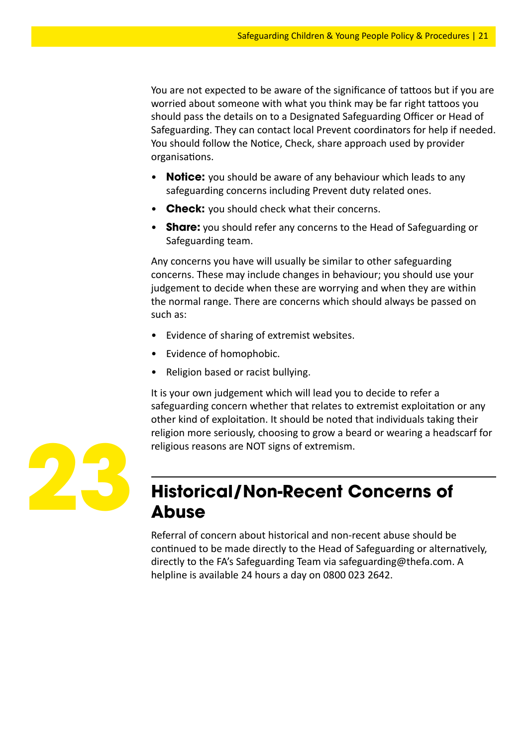You are not expected to be aware of the significance of tattoos but if you are worried about someone with what you think may be far right tattoos you should pass the details on to a Designated Safeguarding Officer or Head of Safeguarding. They can contact local Prevent coordinators for help if needed. You should follow the Notice, Check, share approach used by provider organisations.

- **Notice:** you should be aware of any behaviour which leads to any safeguarding concerns including Prevent duty related ones.
- **Check:** you should check what their concerns.
- **Share:** you should refer any concerns to the Head of Safeguarding or Safeguarding team.

Any concerns you have will usually be similar to other safeguarding concerns. These may include changes in behaviour; you should use your judgement to decide when these are worrying and when they are within the normal range. There are concerns which should always be passed on such as:

- Evidence of sharing of extremist websites.
- Evidence of homophobic.
- Religion based or racist bullying.

It is your own judgement which will lead you to decide to refer a safeguarding concern whether that relates to extremist exploitation or any other kind of exploitation. It should be noted that individuals taking their religion more seriously, choosing to grow a beard or wearing a headscarf for religious reasons are NOT signs of extremism.

## 23 Historical/Non-Recent Concerns of Abuse

Referral of concern about historical and non-recent abuse should be continued to be made directly to the Head of Safeguarding or alternatively, directly to the FA's Safeguarding Team via safeguarding@thefa.com. A helpline is available 24 hours a day on 0800 023 2642.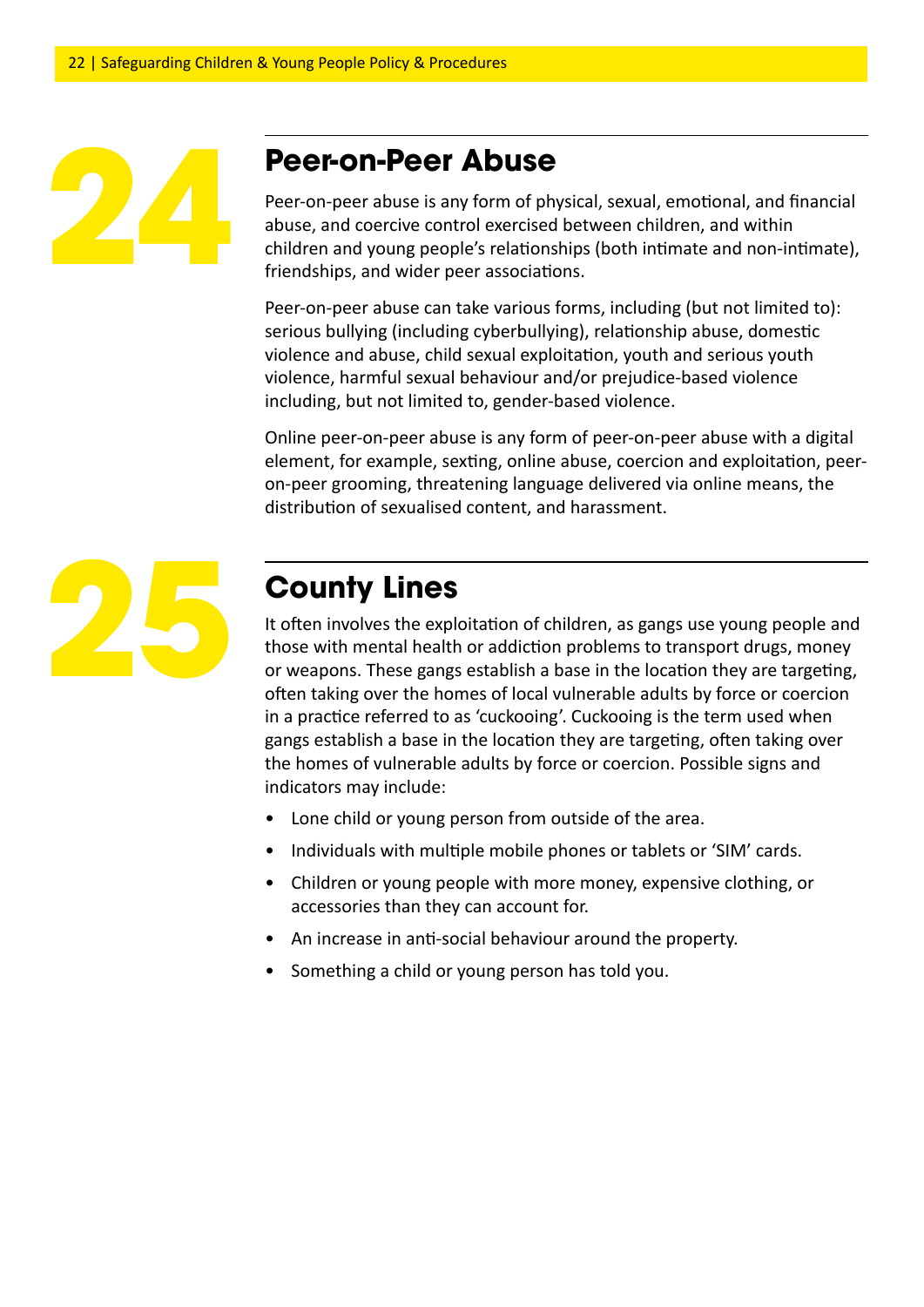## 24 Peer-on-Peer Abuse

Peer-on-peer abuse is any form of physical, sexual, emotional, and financial abuse, and coercive control exercised between children, and within children and young people's relationships (both intimate and non-intimate), friendships, and wider peer associations.

Peer-on-peer abuse can take various forms, including (but not limited to): serious bullying (including cyberbullying), relationship abuse, domestic violence and abuse, child sexual exploitation, youth and serious youth violence, harmful sexual behaviour and/or prejudice-based violence including, but not limited to, gender-based violence.

Online peer-on-peer abuse is any form of peer-on-peer abuse with a digital element, for example, sexting, online abuse, coercion and exploitation, peer-on-peer grooming, threatening language delivered via online means, the distribution of sexualised content, and harassment.

## 25 County Lines

It often involves the exploitation of children, as gangs use young people and those with mental health or addiction problems to transport drugs, money or weapons. These gangs establish a base in the location they are targeting, often taking over the homes of local vulnerable adults by force or coercion in a practice referred to as 'cuckooing'. Cuckooing is the term used when gangs establish a base in the location they are targeting, often taking over the homes of vulnerable adults by force or coercion. Possible signs and indicators may include:

- Lone child or young person from outside of the area.
- Individuals with multiple mobile phones or tablets or 'SIM' cards.
- Children or young people with more money, expensive clothing, or accessories than they can account for.
- An increase in anti-social behaviour around the property.
- Something a child or young person has told you.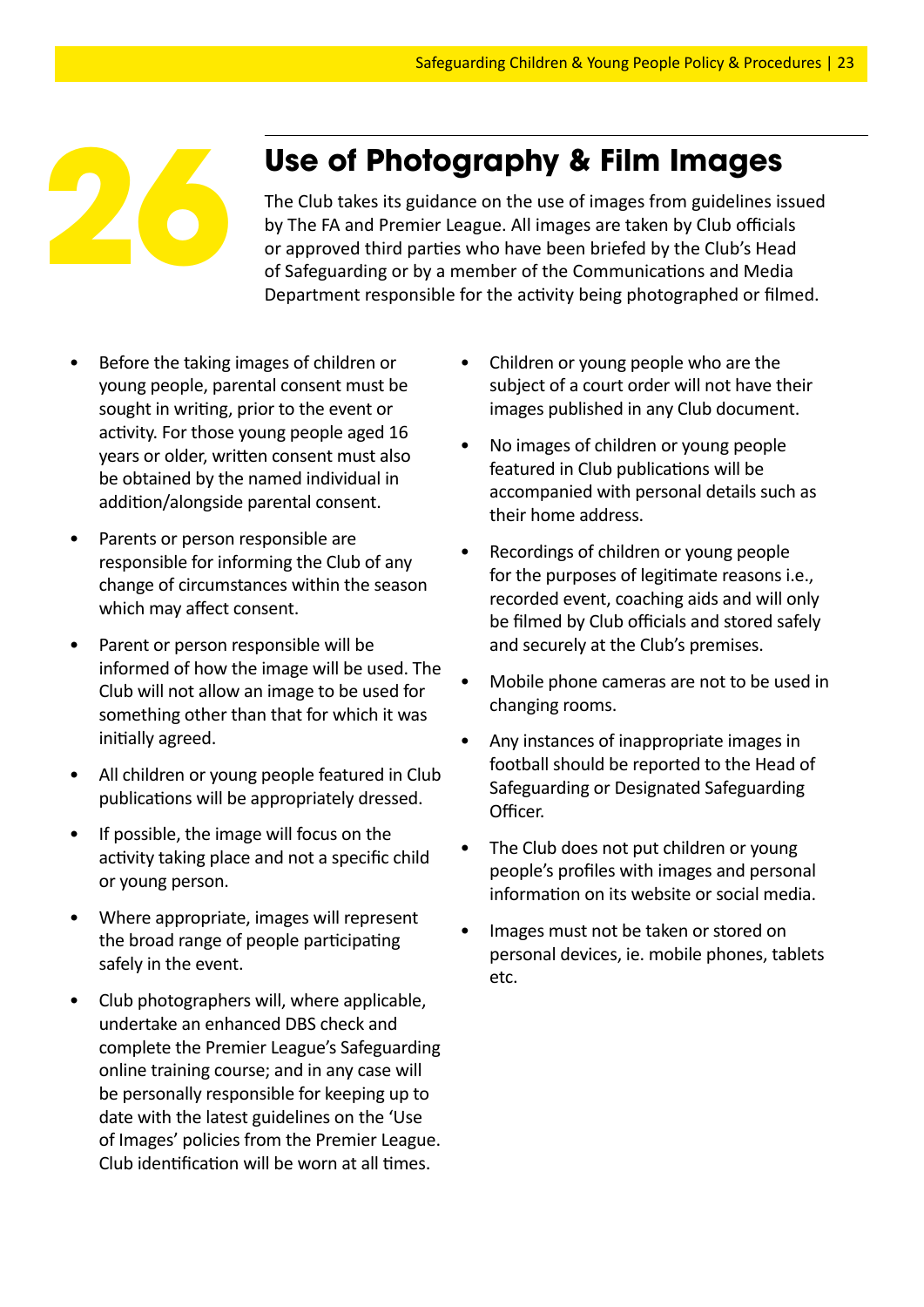# 26 Use of Photography & Film Images

The Club takes its guidance on the use of images from guidelines issued by The FA and Premier League. All images are taken by Club officials or approved third parties who have been briefed by the Club's Head of Safeguarding or by a member of the Communications and Media Department responsible for the activity being photographed or filmed.

- Before the taking images of children or young people, parental consent must be sought in writing, prior to the event or activity. For those young people aged 16 years or older, written consent must also be obtained by the named individual in addition/alongside parental consent.
- Parents or person responsible are responsible for informing the Club of any change of circumstances within the season which may affect consent.
- Parent or person responsible will be informed of how the image will be used. The Club will not allow an image to be used for something other than that for which it was initially agreed.
- All children or young people featured in Club publications will be appropriately dressed.
- If possible, the image will focus on the activity taking place and not a specific child or young person.
- Where appropriate, images will represent the broad range of people participating safely in the event.
- Club photographers will, where applicable, undertake an enhanced DBS check and complete the Premier League's Safeguarding online training course; and in any case will be personally responsible for keeping up to date with the latest guidelines on the 'Use of Images' policies from the Premier League. Club identification will be worn at all times.
- Children or young people who are the subject of a court order will not have their images published in any Club document.
- No images of children or young people featured in Club publications will be accompanied with personal details such as their home address.
- Recordings of children or young people for the purposes of legitimate reasons i.e., recorded event, coaching aids and will only be filmed by Club officials and stored safely and securely at the Club's premises.
- Mobile phone cameras are not to be used in changing rooms.
- Any instances of inappropriate images in football should be reported to the Head of Safeguarding or Designated Safeguarding Officer.
- The Club does not put children or young people's profiles with images and personal information on its website or social media.
- Images must not be taken or stored on personal devices, ie. mobile phones, tablets etc.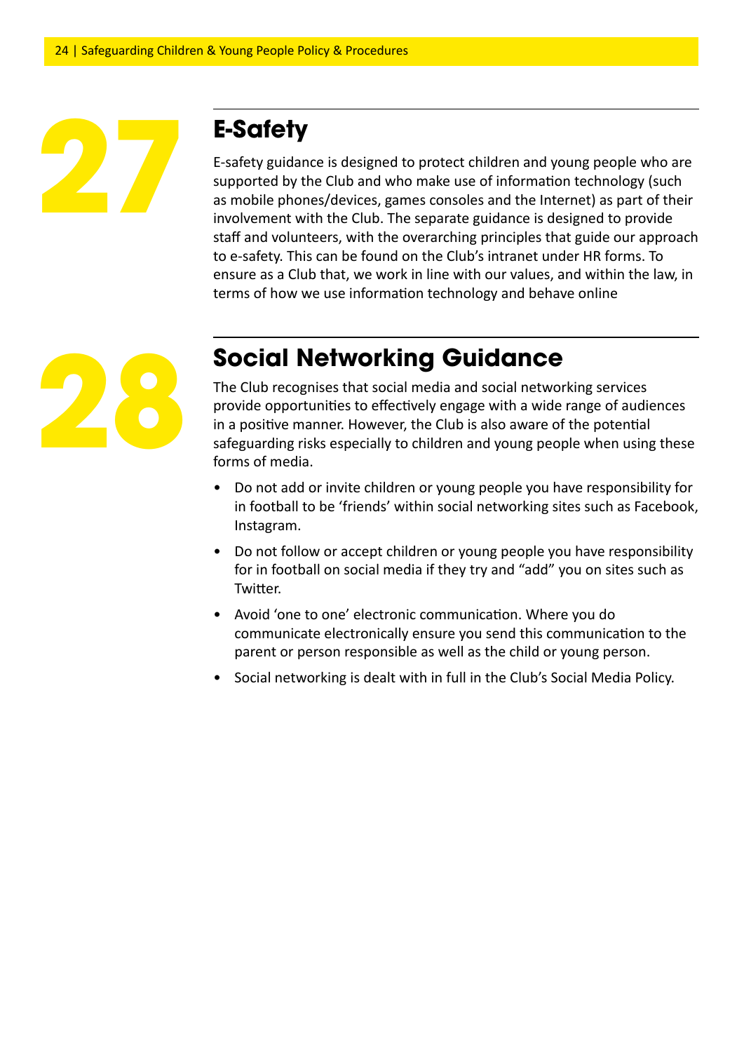## 27 E-Safety

E-safety guidance is designed to protect children and young people who are supported by the Club and who make use of information technology (such as mobile phones/devices, games consoles and the Internet) as part of their involvement with the Club. The separate guidance is designed to provide staff and volunteers, with the overarching principles that guide our approach to e-safety. This can be found on the Club's intranet under HR forms. To ensure as a Club that, we work in line with our values, and within the law, in terms of how we use information technology and behave online

## 28 Social Networking Guidance

The Club recognises that social media and social networking services provide opportunities to effectively engage with a wide range of audiences in a positive manner. However, the Club is also aware of the potential safeguarding risks especially to children and young people when using these forms of media.

- Do not add or invite children or young people you have responsibility for in football to be 'friends' within social networking sites such as Facebook, Instagram.
- Do not follow or accept children or young people you have responsibility for in football on social media if they try and "add" you on sites such as Twitter.
- Avoid 'one to one' electronic communication. Where you do communicate electronically ensure you send this communication to the parent or person responsible as well as the child or young person.
- Social networking is dealt with in full in the Club's Social Media Policy.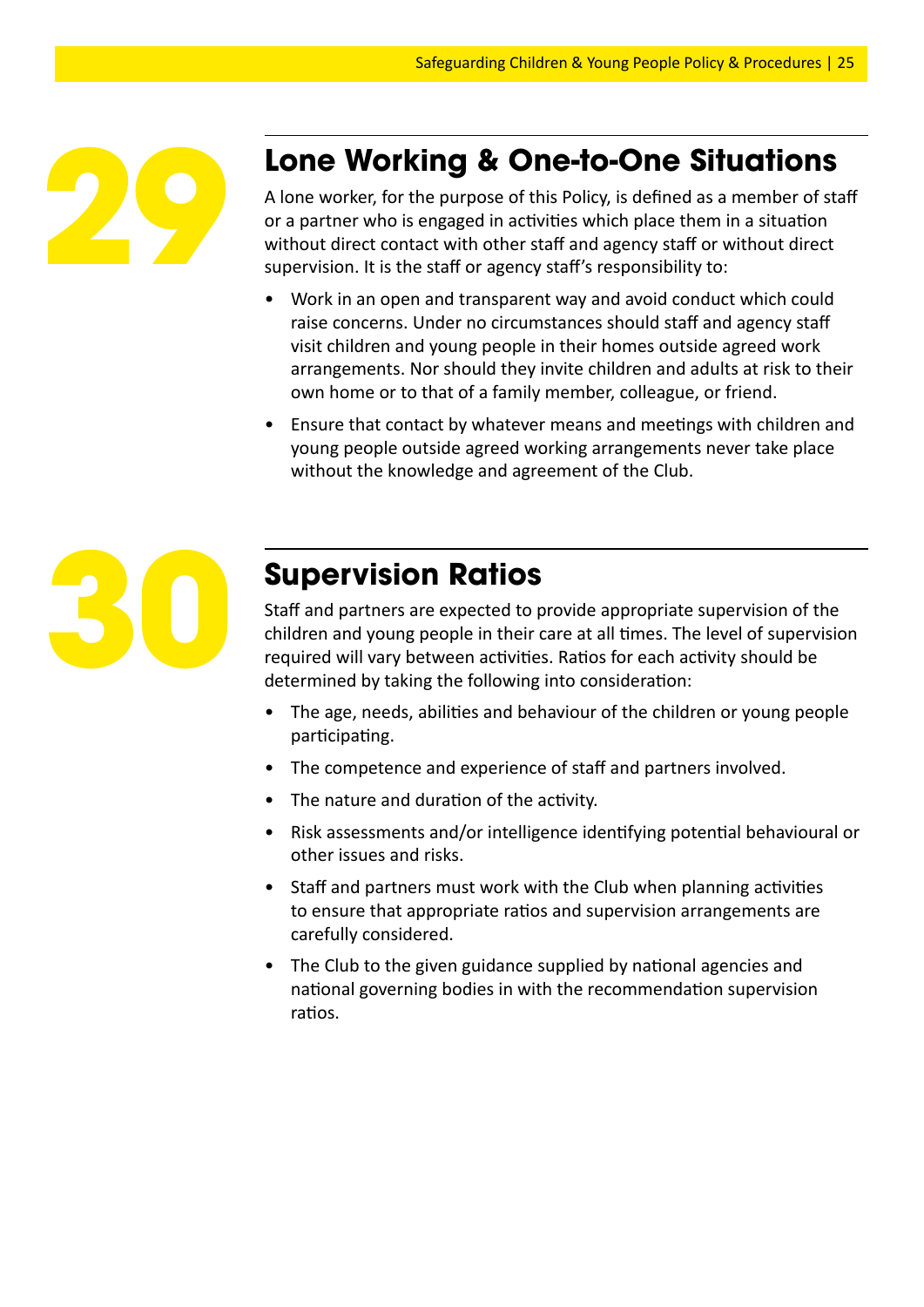## 29 Lone Working & One-to-One Situations

A lone worker, for the purpose of this Policy, is defined as a member of staff or a partner who is engaged in activities which place them in a situation without direct contact with other staff and agency staff or without direct supervision. It is the staff or agency staff's responsibility to:

- Work in an open and transparent way and avoid conduct which could raise concerns. Under no circumstances should staff and agency staff visit children and young people in their homes outside agreed work arrangements. Nor should they invite children and adults at risk to their own home or to that of a family member, colleague, or friend.
- Ensure that contact by whatever means and meetings with children and young people outside agreed working arrangements never take place without the knowledge and agreement of the Club.

## 30 Supervision Ratios

Staff and partners are expected to provide appropriate supervision of the children and young people in their care at all times. The level of supervision required will vary between activities. Ratios for each activity should be determined by taking the following into consideration:

- The age, needs, abilities and behaviour of the children or young people participating.
- The competence and experience of staff and partners involved.
- The nature and duration of the activity.
- Risk assessments and/or intelligence identifying potential behavioural or other issues and risks.
- Staff and partners must work with the Club when planning activities to ensure that appropriate ratios and supervision arrangements are carefully considered.
- The Club to the given guidance supplied by national agencies and national governing bodies in with the recommendation supervision ratios.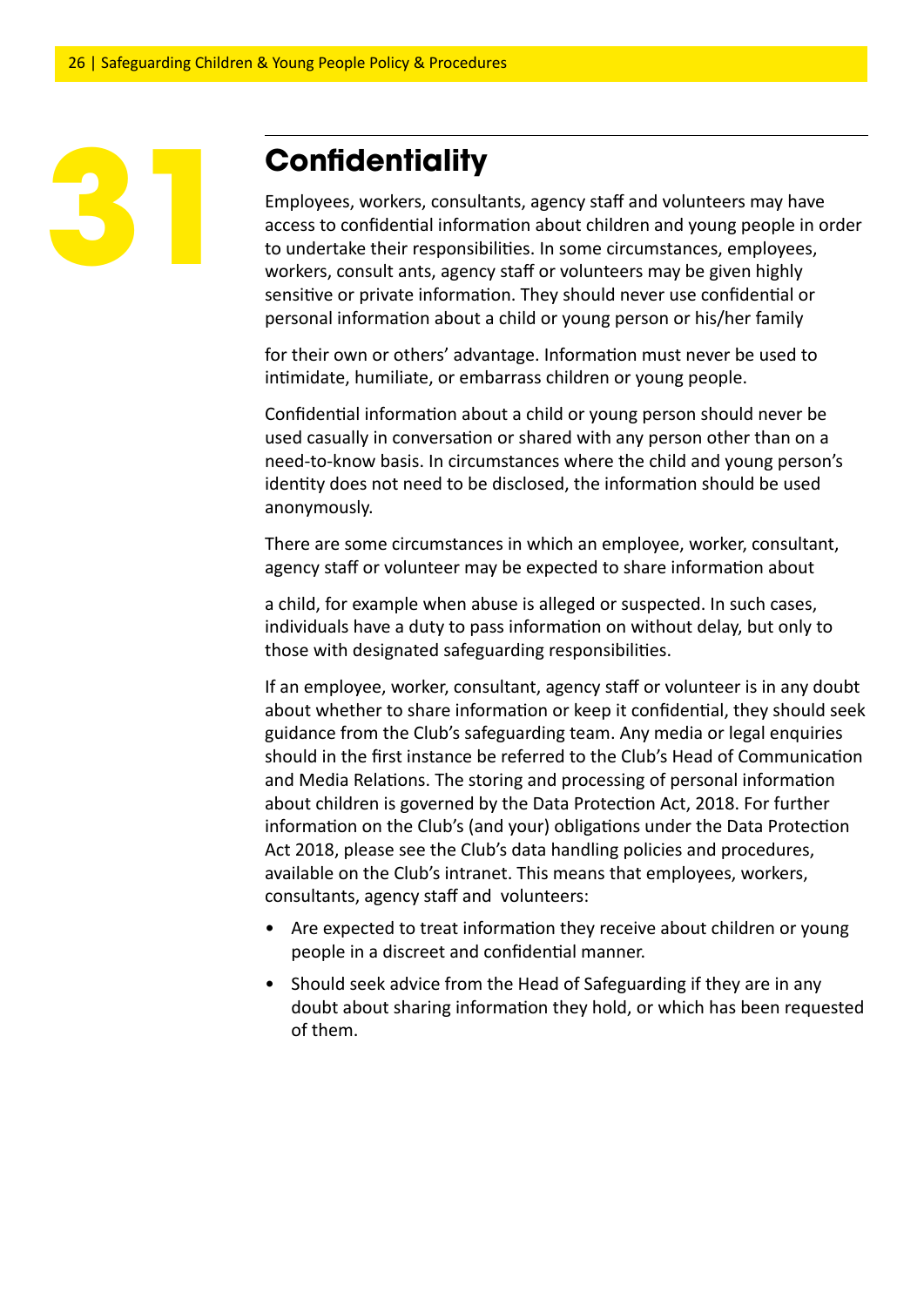# 31 Confidentiality

Employees, workers, consultants, agency staff and volunteers may have access to confidential information about children and young people in order to undertake their responsibilities. In some circumstances, employees, workers, consult ants, agency staff or volunteers may be given highly sensitive or private information. They should never use confidential or personal information about a child or young person or his/her family

for their own or others' advantage. Information must never be used to intimidate, humiliate, or embarrass children or young people.

Confidential information about a child or young person should never be used casually in conversation or shared with any person other than on a need-to-know basis. In circumstances where the child and young person's identity does not need to be disclosed, the information should be used anonymously.

There are some circumstances in which an employee, worker, consultant, agency staff or volunteer may be expected to share information about

a child, for example when abuse is alleged or suspected. In such cases, individuals have a duty to pass information on without delay, but only to those with designated safeguarding responsibilities.

If an employee, worker, consultant, agency staff or volunteer is in any doubt about whether to share information or keep it confidential, they should seek guidance from the Club's safeguarding team. Any media or legal enquiries should in the first instance be referred to the Club's Head of Communication and Media Relations. The storing and processing of personal information about children is governed by the Data Protection Act, 2018. For further information on the Club's (and your) obligations under the Data Protection Act 2018, please see the Club's data handling policies and procedures, available on the Club's intranet. This means that employees, workers, consultants, agency staff and volunteers:

- Are expected to treat information they receive about children or young people in a discreet and confidential manner.
- Should seek advice from the Head of Safeguarding if they are in any doubt about sharing information they hold, or which has been requested of them.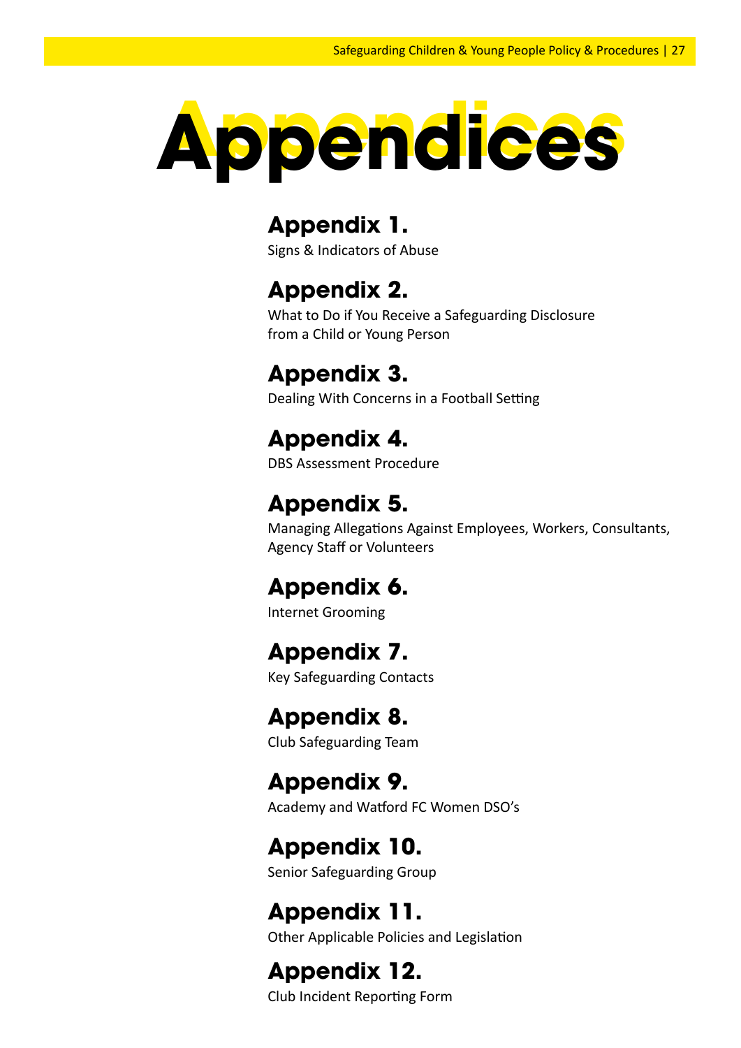# Appendices

## Appendix 1.
Signs & Indicators of Abuse

## Appendix 2.
What to Do if You Receive a Safeguarding Disclosure from a Child or Young Person

## Appendix 3.
Dealing With Concerns in a Football Setting

## Appendix 4.
DBS Assessment Procedure

## Appendix 5.
Managing Allegations Against Employees, Workers, Consultants, Agency Staff or Volunteers

## Appendix 6.
Internet Grooming

## Appendix 7.
Key Safeguarding Contacts

## Appendix 8.
Club Safeguarding Team

## Appendix 9.
Academy and Watford FC Women DSO's

## Appendix 10.
Senior Safeguarding Group

## Appendix 11.
Other Applicable Policies and Legislation

## Appendix 12.
Club Incident Reporting Form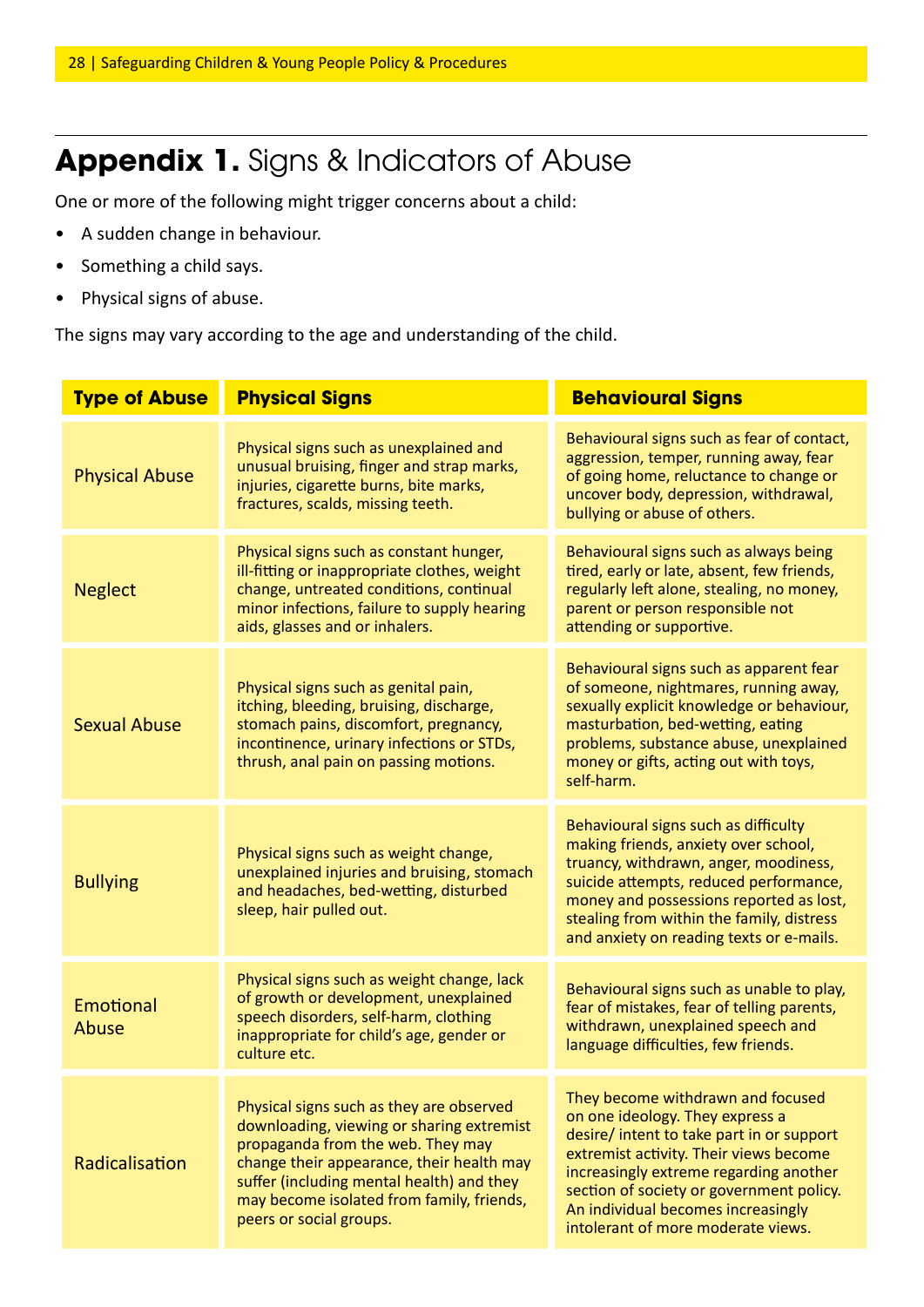# **Appendix 1.** Signs & Indicators of Abuse

One or more of the following might trigger concerns about a child:

- A sudden change in behaviour.
- Something a child says.
- Physical signs of abuse.

The signs may vary according to the age and understanding of the child.

| Type of Abuse | Physical Signs | Behavioural Signs |
|---|---|---|
| Physical Abuse | Physical signs such as unexplained and unusual bruising, finger and strap marks, injuries, cigarette burns, bite marks, fractures, scalds, missing teeth. | Behavioural signs such as fear of contact, aggression, temper, running away, fear of going home, reluctance to change or uncover body, depression, withdrawal, bullying or abuse of others. |
| Neglect | Physical signs such as constant hunger, ill-fitting or inappropriate clothes, weight change, untreated conditions, continual minor infections, failure to supply hearing aids, glasses and or inhalers. | Behavioural signs such as always being tired, early or late, absent, few friends, regularly left alone, stealing, no money, parent or person responsible not attending or supportive. |
| Sexual Abuse | Physical signs such as genital pain, itching, bleeding, bruising, discharge, stomach pains, discomfort, pregnancy, incontinence, urinary infections or STDs, thrush, anal pain on passing motions. | Behavioural signs such as apparent fear of someone, nightmares, running away, sexually explicit knowledge or behaviour, masturbation, bed-wetting, eating problems, substance abuse, unexplained money or gifts, acting out with toys, self-harm. |
| Bullying | Physical signs such as weight change, unexplained injuries and bruising, stomach and headaches, bed-wetting, disturbed sleep, hair pulled out. | Behavioural signs such as difficulty making friends, anxiety over school, truancy, withdrawn, anger, moodiness, suicide attempts, reduced performance, money and possessions reported as lost, stealing from within the family, distress and anxiety on reading texts or e-mails. |
| Emotional Abuse | Physical signs such as weight change, lack of growth or development, unexplained speech disorders, self-harm, clothing inappropriate for child's age, gender or culture etc. | Behavioural signs such as unable to play, fear of mistakes, fear of telling parents, withdrawn, unexplained speech and language difficulties, few friends. |
| Radicalisation | Physical signs such as they are observed downloading, viewing or sharing extremist propaganda from the web. They may change their appearance, their health may suffer (including mental health) and they may become isolated from family, friends, peers or social groups. | They become withdrawn and focused on one ideology. They express a desire/ intent to take part in or support extremist activity. Their views become increasingly extreme regarding another section of society or government policy. An individual becomes increasingly intolerant of more moderate views. |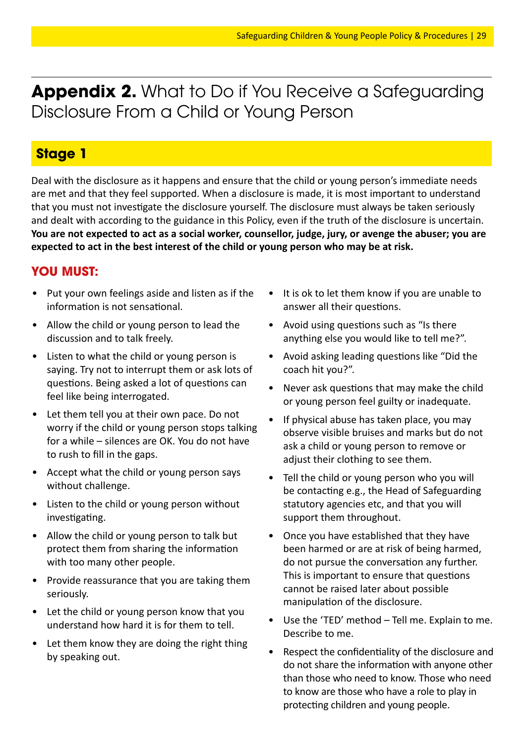# **Appendix 2.** What to Do if You Receive a Safeguarding Disclosure From a Child or Young Person

## Stage 1

Deal with the disclosure as it happens and ensure that the child or young person's immediate needs are met and that they feel supported. When a disclosure is made, it is most important to understand that you must not investigate the disclosure yourself. The disclosure must always be taken seriously and dealt with according to the guidance in this Policy, even if the truth of the disclosure is uncertain. **You are not expected to act as a social worker, counsellor, judge, jury, or avenge the abuser; you are expected to act in the best interest of the child or young person who may be at risk.**

### YOU MUST:

- Put your own feelings aside and listen as if the information is not sensational.
- Allow the child or young person to lead the discussion and to talk freely.
- Listen to what the child or young person is saying. Try not to interrupt them or ask lots of questions. Being asked a lot of questions can feel like being interrogated.
- Let them tell you at their own pace. Do not worry if the child or young person stops talking for a while – silences are OK. You do not have to rush to fill in the gaps.
- Accept what the child or young person says without challenge.
- Listen to the child or young person without investigating.
- Allow the child or young person to talk but protect them from sharing the information with too many other people.
- Provide reassurance that you are taking them seriously.
- Let the child or young person know that you understand how hard it is for them to tell.
- Let them know they are doing the right thing by speaking out.
- It is ok to let them know if you are unable to answer all their questions.
- Avoid using questions such as "Is there anything else you would like to tell me?".
- Avoid asking leading questions like "Did the coach hit you?".
- Never ask questions that may make the child or young person feel guilty or inadequate.
- If physical abuse has taken place, you may observe visible bruises and marks but do not ask a child or young person to remove or adjust their clothing to see them.
- Tell the child or young person who you will be contacting e.g., the Head of Safeguarding statutory agencies etc, and that you will support them throughout.
- Once you have established that they have been harmed or are at risk of being harmed, do not pursue the conversation any further. This is important to ensure that questions cannot be raised later about possible manipulation of the disclosure.
- Use the 'TED' method – Tell me. Explain to me. Describe to me.
- Respect the confidentiality of the disclosure and do not share the information with anyone other than those who need to know. Those who need to know are those who have a role to play in protecting children and young people.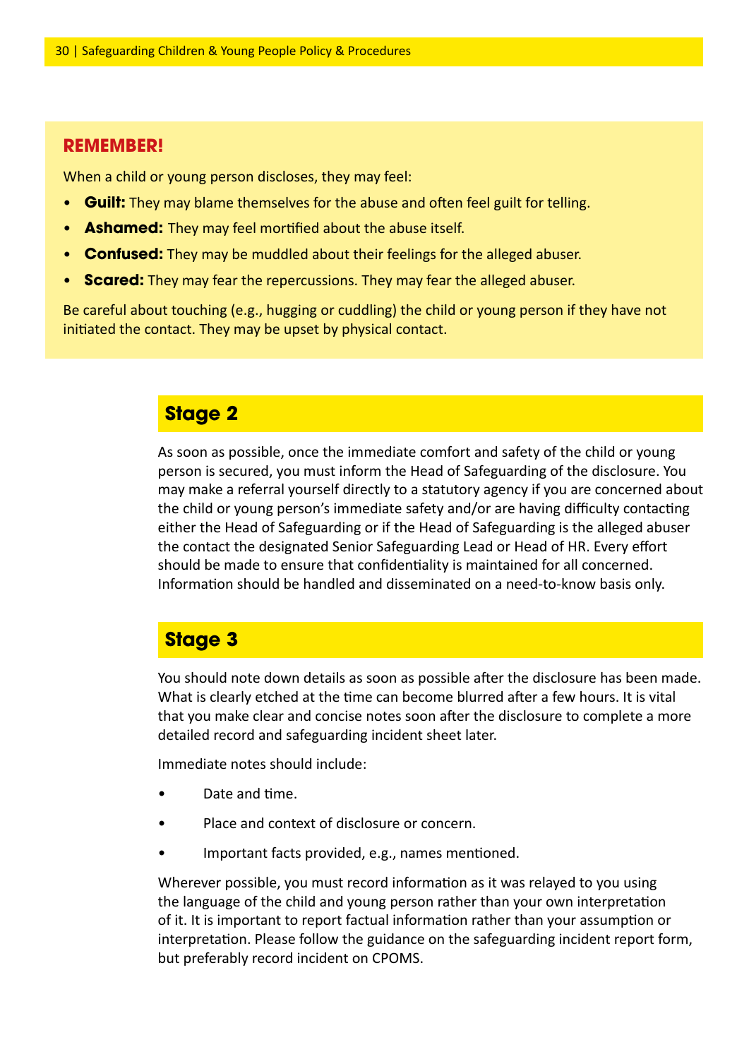**REMEMBER!**

When a child or young person discloses, they may feel:

- **Guilt:** They may blame themselves for the abuse and often feel guilt for telling.
- **Ashamed:** They may feel mortified about the abuse itself.
- **Confused:** They may be muddled about their feelings for the alleged abuser.
- **Scared:** They may fear the repercussions. They may fear the alleged abuser.

Be careful about touching (e.g., hugging or cuddling) the child or young person if they have not initiated the contact. They may be upset by physical contact.

## Stage 2

As soon as possible, once the immediate comfort and safety of the child or young person is secured, you must inform the Head of Safeguarding of the disclosure. You may make a referral yourself directly to a statutory agency if you are concerned about the child or young person's immediate safety and/or are having difficulty contacting either the Head of Safeguarding or if the Head of Safeguarding is the alleged abuser the contact the designated Senior Safeguarding Lead or Head of HR. Every effort should be made to ensure that confidentiality is maintained for all concerned. Information should be handled and disseminated on a need-to-know basis only.

## Stage 3

You should note down details as soon as possible after the disclosure has been made. What is clearly etched at the time can become blurred after a few hours. It is vital that you make clear and concise notes soon after the disclosure to complete a more detailed record and safeguarding incident sheet later.

Immediate notes should include:

- Date and time.
- Place and context of disclosure or concern.
- Important facts provided, e.g., names mentioned.

Wherever possible, you must record information as it was relayed to you using the language of the child and young person rather than your own interpretation of it. It is important to report factual information rather than your assumption or interpretation. Please follow the guidance on the safeguarding incident report form, but preferably record incident on CPOMS.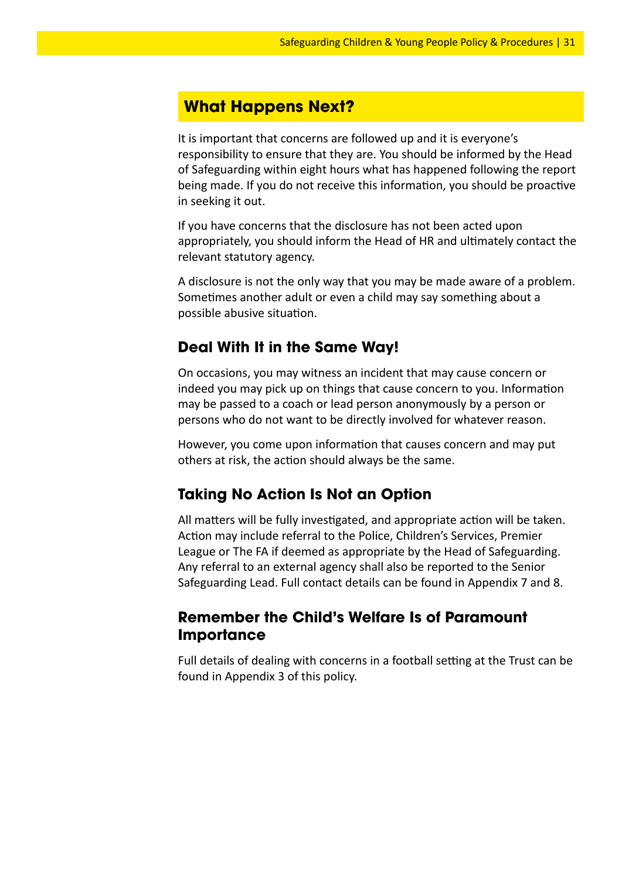## What Happens Next?

It is important that concerns are followed up and it is everyone's responsibility to ensure that they are. You should be informed by the Head of Safeguarding within eight hours what has happened following the report being made. If you do not receive this information, you should be proactive in seeking it out.

If you have concerns that the disclosure has not been acted upon appropriately, you should inform the Head of HR and ultimately contact the relevant statutory agency.

A disclosure is not the only way that you may be made aware of a problem. Sometimes another adult or even a child may say something about a possible abusive situation.

### Deal With It in the Same Way!

On occasions, you may witness an incident that may cause concern or indeed you may pick up on things that cause concern to you. Information may be passed to a coach or lead person anonymously by a person or persons who do not want to be directly involved for whatever reason.

However, you come upon information that causes concern and may put others at risk, the action should always be the same.

### Taking No Action Is Not an Option

All matters will be fully investigated, and appropriate action will be taken. Action may include referral to the Police, Children's Services, Premier League or The FA if deemed as appropriate by the Head of Safeguarding. Any referral to an external agency shall also be reported to the Senior Safeguarding Lead. Full contact details can be found in Appendix 7 and 8.

### Remember the Child's Welfare Is of Paramount Importance

Full details of dealing with concerns in a football setting at the Trust can be found in Appendix 3 of this policy.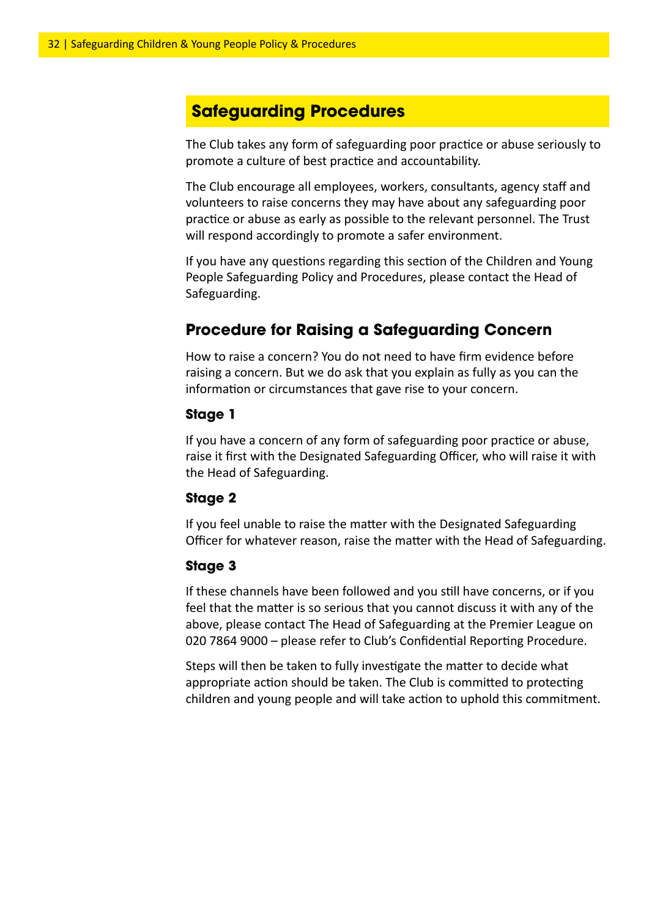## Safeguarding Procedures

The Club takes any form of safeguarding poor practice or abuse seriously to promote a culture of best practice and accountability.

The Club encourage all employees, workers, consultants, agency staff and volunteers to raise concerns they may have about any safeguarding poor practice or abuse as early as possible to the relevant personnel. The Trust will respond accordingly to promote a safer environment.

If you have any questions regarding this section of the Children and Young People Safeguarding Policy and Procedures, please contact the Head of Safeguarding.

### Procedure for Raising a Safeguarding Concern

How to raise a concern? You do not need to have firm evidence before raising a concern. But we do ask that you explain as fully as you can the information or circumstances that gave rise to your concern.

#### Stage 1

If you have a concern of any form of safeguarding poor practice or abuse, raise it first with the Designated Safeguarding Officer, who will raise it with the Head of Safeguarding.

#### Stage 2

If you feel unable to raise the matter with the Designated Safeguarding Officer for whatever reason, raise the matter with the Head of Safeguarding.

#### Stage 3

If these channels have been followed and you still have concerns, or if you feel that the matter is so serious that you cannot discuss it with any of the above, please contact The Head of Safeguarding at the Premier League on 020 7864 9000 – please refer to Club's Confidential Reporting Procedure.

Steps will then be taken to fully investigate the matter to decide what appropriate action should be taken. The Club is committed to protecting children and young people and will take action to uphold this commitment.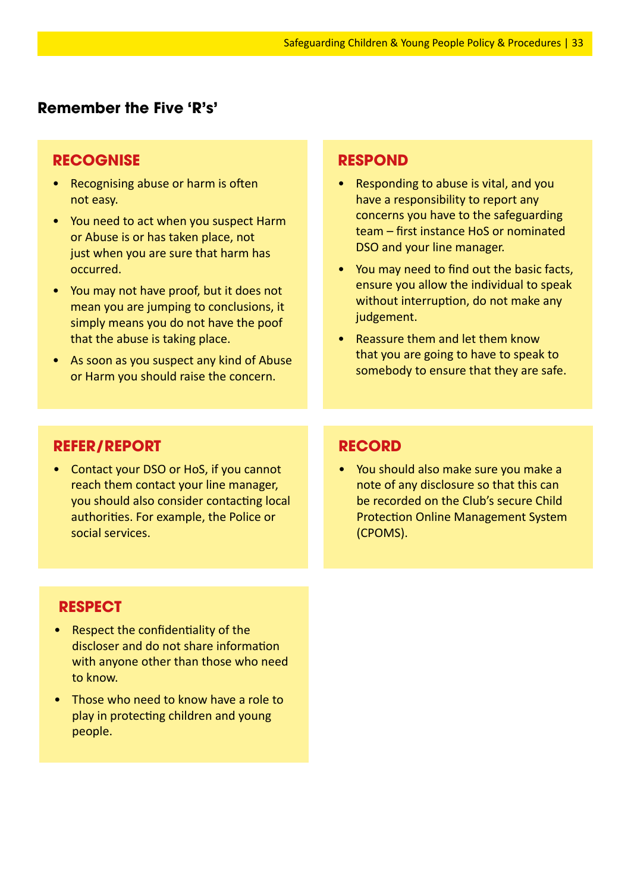## Remember the Five 'R's'

### RECOGNISE

- Recognising abuse or harm is often not easy.
- You need to act when you suspect Harm or Abuse is or has taken place, not just when you are sure that harm has occurred.
- You may not have proof, but it does not mean you are jumping to conclusions, it simply means you do not have the poof that the abuse is taking place.
- As soon as you suspect any kind of Abuse or Harm you should raise the concern.

### RESPOND

- Responding to abuse is vital, and you have a responsibility to report any concerns you have to the safeguarding team – first instance HoS or nominated DSO and your line manager.
- You may need to find out the basic facts, ensure you allow the individual to speak without interruption, do not make any judgement.
- Reassure them and let them know that you are going to have to speak to somebody to ensure that they are safe.

### REFER/REPORT

- Contact your DSO or HoS, if you cannot reach them contact your line manager, you should also consider contacting local authorities. For example, the Police or social services.

### RECORD

- You should also make sure you make a note of any disclosure so that this can be recorded on the Club's secure Child Protection Online Management System (CPOMS).

### RESPECT

- Respect the confidentiality of the discloser and do not share information with anyone other than those who need to know.
- Those who need to know have a role to play in protecting children and young people.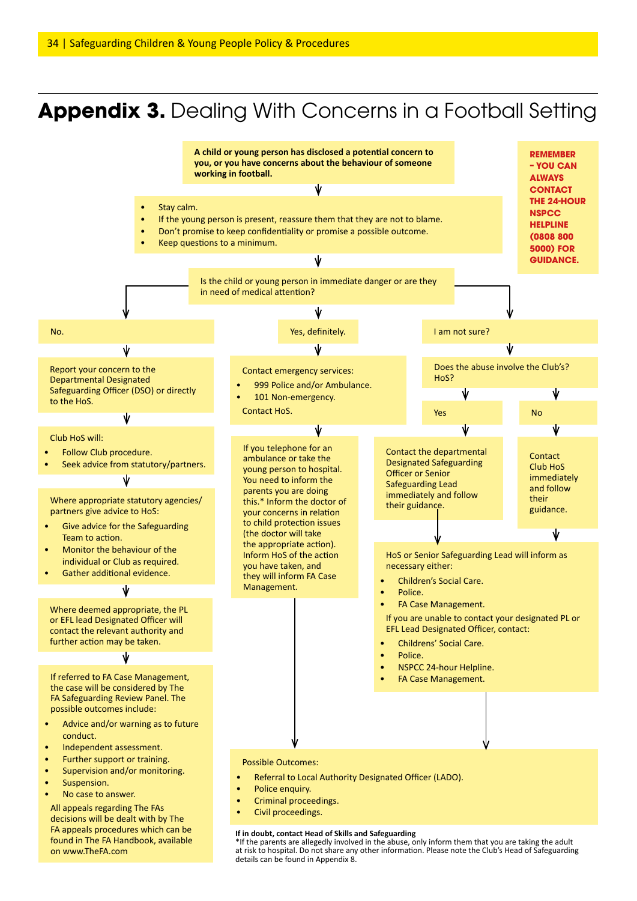# **Appendix 3.** Dealing With Concerns in a Football Setting

**REMEMBER – YOU CAN ALWAYS CONTACT THE 24-HOUR NSPCC HELPLINE (0808 800 5000) FOR GUIDANCE.**

**A child or young person has disclosed a potential concern to you, or you have concerns about the behaviour of someone working in football.**

- Stay calm.
- If the young person is present, reassure them that they are not to blame.
- Don't promise to keep confidentiality or promise a possible outcome.
- Keep questions to a minimum.

Is the child or young person in immediate danger or are they in need of medical attention?

## No.

Report your concern to the Departmental Designated Safeguarding Officer (DSO) or directly to the HoS.

Club HoS will:

- Follow Club procedure.
- Seek advice from statutory/partners.

Where appropriate statutory agencies/ partners give advice to HoS:

- Give advice for the Safeguarding Team to action.
- Monitor the behaviour of the individual or Club as required.
- Gather additional evidence.

Where deemed appropriate, the PL or EFL lead Designated Officer will contact the relevant authority and further action may be taken.

If referred to FA Case Management, the case will be considered by The FA Safeguarding Review Panel. The possible outcomes include:

- Advice and/or warning as to future conduct.
- Independent assessment.
- Further support or training.
- Supervision and/or monitoring.
- Suspension.
- No case to answer.

All appeals regarding The FAs decisions will be dealt with by The FA appeals procedures which can be found in The FA Handbook, available on www.TheFA.com

## Yes, definitely.

Contact emergency services:

- 999 Police and/or Ambulance.
- 101 Non-emergency.

Contact HoS.

If you telephone for an ambulance or take the young person to hospital. You need to inform the parents you are doing this.* Inform the doctor of your concerns in relation to child protection issues (the doctor will take the appropriate action). Inform HoS of the action you have taken, and they will inform FA Case Management.

## I am not sure?

Does the abuse involve the Club's? HoS?

**Yes**

Contact the departmental Designated Safeguarding Officer or Senior Safeguarding Lead immediately and follow their guidance.

**No**

Contact Club HoS immediately and follow their guidance.

HoS or Senior Safeguarding Lead will inform as necessary either:

- Children's Social Care.
- Police.
- FA Case Management.

If you are unable to contact your designated PL or EFL Lead Designated Officer, contact:

- Childrens' Social Care.
- Police.
- NSPCC 24-hour Helpline.
- FA Case Management.

## Possible Outcomes:

- Referral to Local Authority Designated Officer (LADO).
- Police enquiry.
- Criminal proceedings.
- Civil proceedings.

**If in doubt, contact Head of Skills and Safeguarding**

*If the parents are allegedly involved in the abuse, only inform them that you are taking the adult at risk to hospital. Do not share any other information. Please note the Club's Head of Safeguarding details can be found in Appendix 8.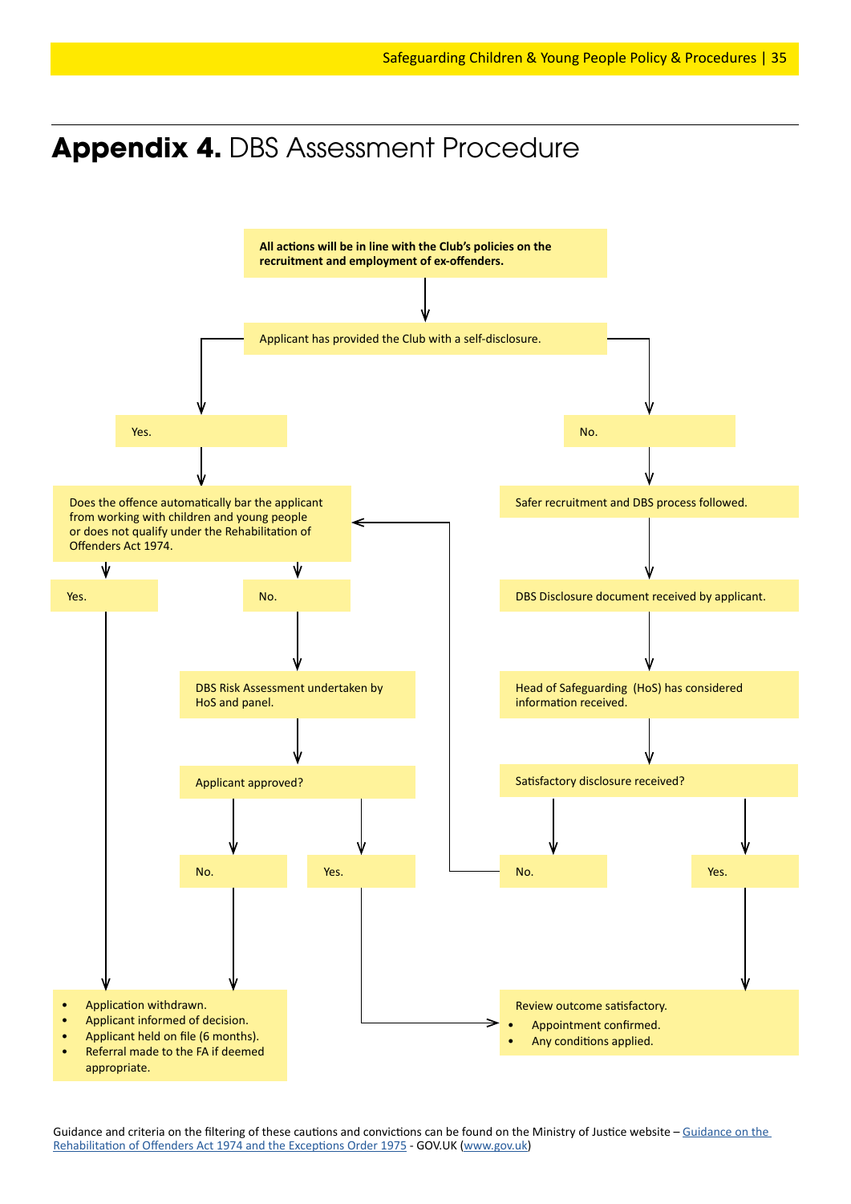# **Appendix 4.** DBS Assessment Procedure

**All actions will be in line with the Club's policies on the recruitment and employment of ex-offenders.**

Applicant has provided the Club with a self-disclosure.

Yes.

Does the offence automatically bar the applicant from working with children and young people or does not qualify under the Rehabilitation of Offenders Act 1974.

Yes.

No.

DBS Risk Assessment undertaken by HoS and panel.

Applicant approved?

No.

Yes.

No.

Safer recruitment and DBS process followed.

DBS Disclosure document received by applicant.

Head of Safeguarding (HoS) has considered information received.

Satisfactory disclosure received?

No.

Yes.

- Application withdrawn.
- Applicant informed of decision.
- Applicant held on file (6 months).
- Referral made to the FA if deemed appropriate.

Review outcome satisfactory.

- Appointment confirmed.
- Any conditions applied.

Guidance and criteria on the filtering of these cautions and convictions can be found on the Ministry of Justice website – Guidance on the Rehabilitation of Offenders Act 1974 and the Exceptions Order 1975 - GOV.UK (www.gov.uk)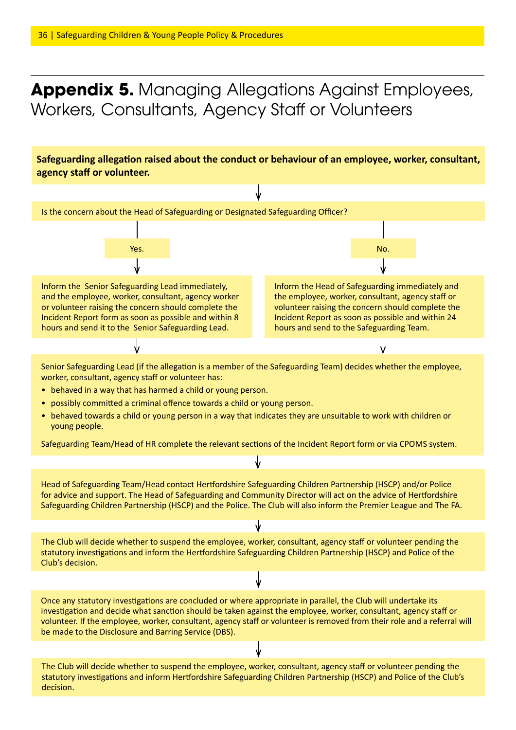# **Appendix 5.** Managing Allegations Against Employees, Workers, Consultants, Agency Staff or Volunteers

**Safeguarding allegation raised about the conduct or behaviour of an employee, worker, consultant, agency staff or volunteer.**

↓

Is the concern about the Head of Safeguarding or Designated Safeguarding Officer?

**Yes.**

↓

Inform the Senior Safeguarding Lead immediately, and the employee, worker, consultant, agency worker or volunteer raising the concern should complete the Incident Report form as soon as possible and within 8 hours and send it to the Senior Safeguarding Lead.

**No.**

↓

Inform the Head of Safeguarding immediately and the employee, worker, consultant, agency staff or volunteer raising the concern should complete the Incident Report as soon as possible and within 24 hours and send to the Safeguarding Team.

↓

Senior Safeguarding Lead (if the allegation is a member of the Safeguarding Team) decides whether the employee, worker, consultant, agency staff or volunteer has:

- behaved in a way that has harmed a child or young person.
- possibly committed a criminal offence towards a child or young person.
- behaved towards a child or young person in a way that indicates they are unsuitable to work with children or young people.

Safeguarding Team/Head of HR complete the relevant sections of the Incident Report form or via CPOMS system.

↓

Head of Safeguarding Team/Head contact Hertfordshire Safeguarding Children Partnership (HSCP) and/or Police for advice and support. The Head of Safeguarding and Community Director will act on the advice of Hertfordshire Safeguarding Children Partnership (HSCP) and the Police. The Club will also inform the Premier League and The FA.

↓

The Club will decide whether to suspend the employee, worker, consultant, agency staff or volunteer pending the statutory investigations and inform the Hertfordshire Safeguarding Children Partnership (HSCP) and Police of the Club's decision.

↓

Once any statutory investigations are concluded or where appropriate in parallel, the Club will undertake its investigation and decide what sanction should be taken against the employee, worker, consultant, agency staff or volunteer. If the employee, worker, consultant, agency staff or volunteer is removed from their role and a referral will be made to the Disclosure and Barring Service (DBS).

↓

The Club will decide whether to suspend the employee, worker, consultant, agency staff or volunteer pending the statutory investigations and inform Hertfordshire Safeguarding Children Partnership (HSCP) and Police of the Club's decision.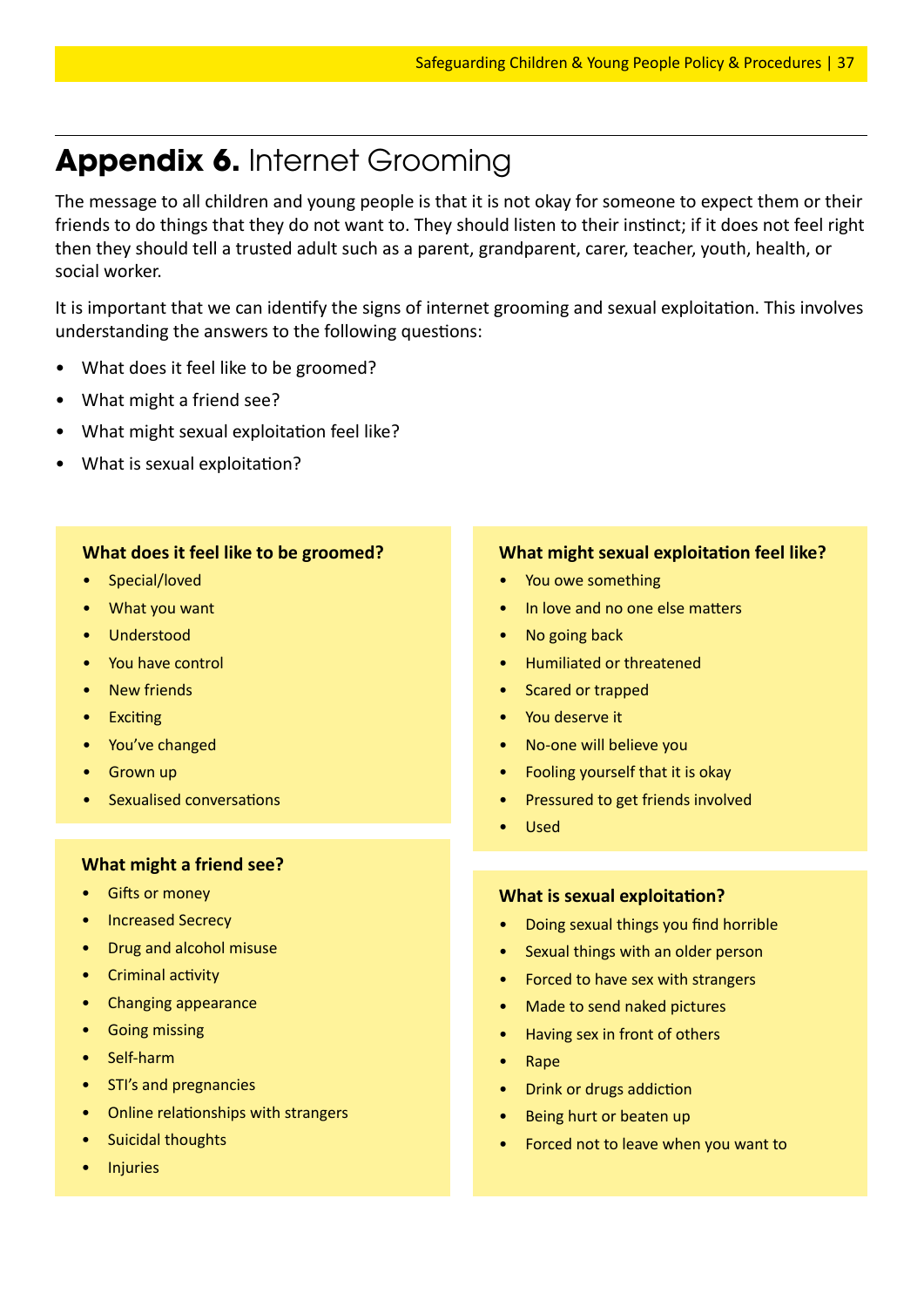# **Appendix 6.** Internet Grooming

The message to all children and young people is that it is not okay for someone to expect them or their friends to do things that they do not want to. They should listen to their instinct; if it does not feel right then they should tell a trusted adult such as a parent, grandparent, carer, teacher, youth, health, or social worker.

It is important that we can identify the signs of internet grooming and sexual exploitation. This involves understanding the answers to the following questions:

- What does it feel like to be groomed?
- What might a friend see?
- What might sexual exploitation feel like?
- What is sexual exploitation?

### What does it feel like to be groomed?

- Special/loved
- What you want
- Understood
- You have control
- New friends
- Exciting
- You've changed
- Grown up
- Sexualised conversations

### What might a friend see?

- Gifts or money
- Increased Secrecy
- Drug and alcohol misuse
- Criminal activity
- Changing appearance
- Going missing
- Self-harm
- STI's and pregnancies
- Online relationships with strangers
- Suicidal thoughts
- Injuries

### What might sexual exploitation feel like?

- You owe something
- In love and no one else matters
- No going back
- Humiliated or threatened
- Scared or trapped
- You deserve it
- No-one will believe you
- Fooling yourself that it is okay
- Pressured to get friends involved
- Used

### What is sexual exploitation?

- Doing sexual things you find horrible
- Sexual things with an older person
- Forced to have sex with strangers
- Made to send naked pictures
- Having sex in front of others
- Rape
- Drink or drugs addiction
- Being hurt or beaten up
- Forced not to leave when you want to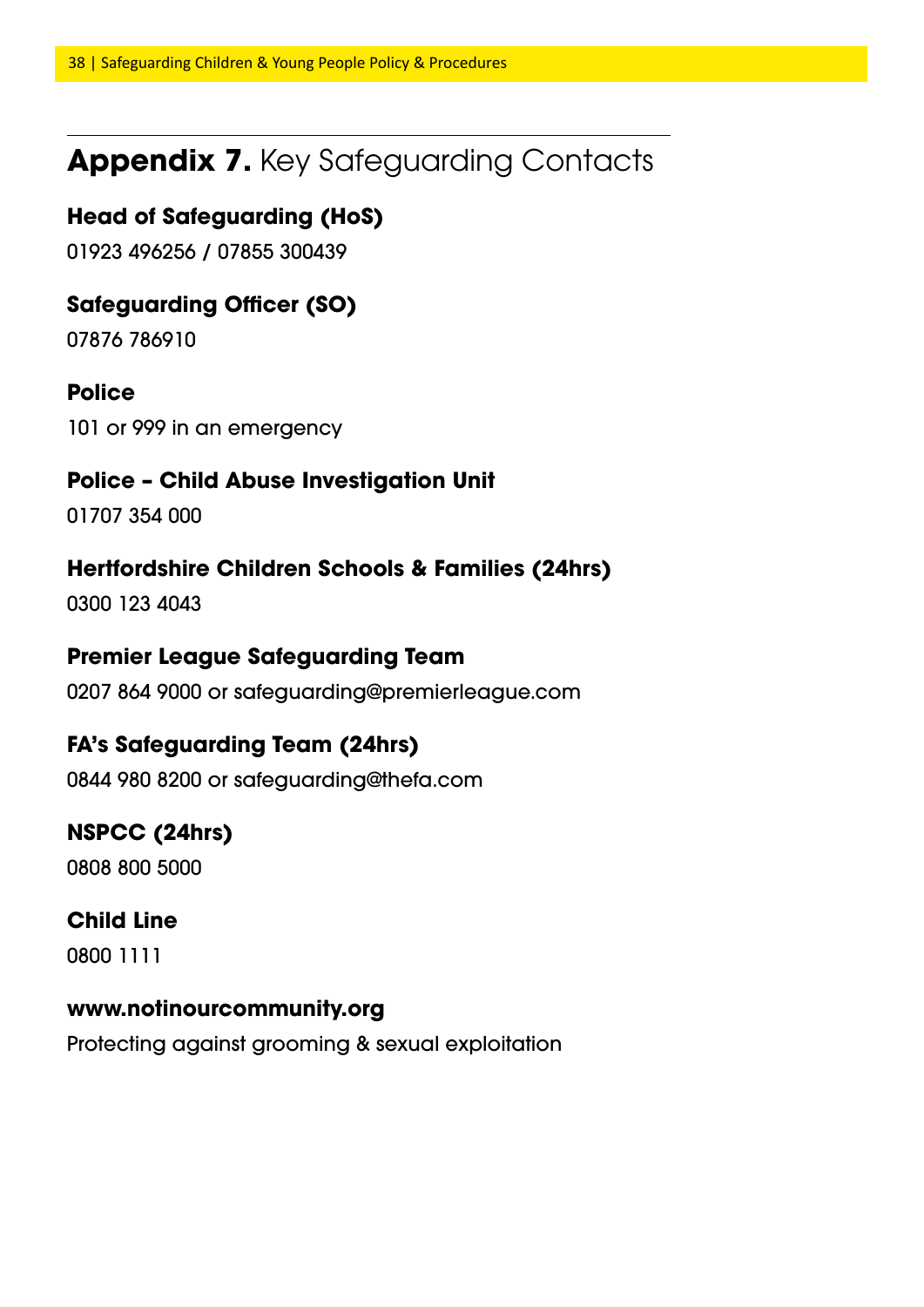## **Appendix 7.** Key Safeguarding Contacts

**Head of Safeguarding (HoS)**

01923 496256 / 07855 300439

**Safeguarding Officer (SO)**

07876 786910

**Police**

101 or 999 in an emergency

**Police – Child Abuse Investigation Unit**

01707 354 000

**Hertfordshire Children Schools & Families (24hrs)**

0300 123 4043

**Premier League Safeguarding Team**

0207 864 9000 or safeguarding@premierleague.com

**FA's Safeguarding Team (24hrs)**

0844 980 8200 or safeguarding@thefa.com

**NSPCC (24hrs)**

0808 800 5000

**Child Line**

0800 1111

**www.notinourcommunity.org**

Protecting against grooming & sexual exploitation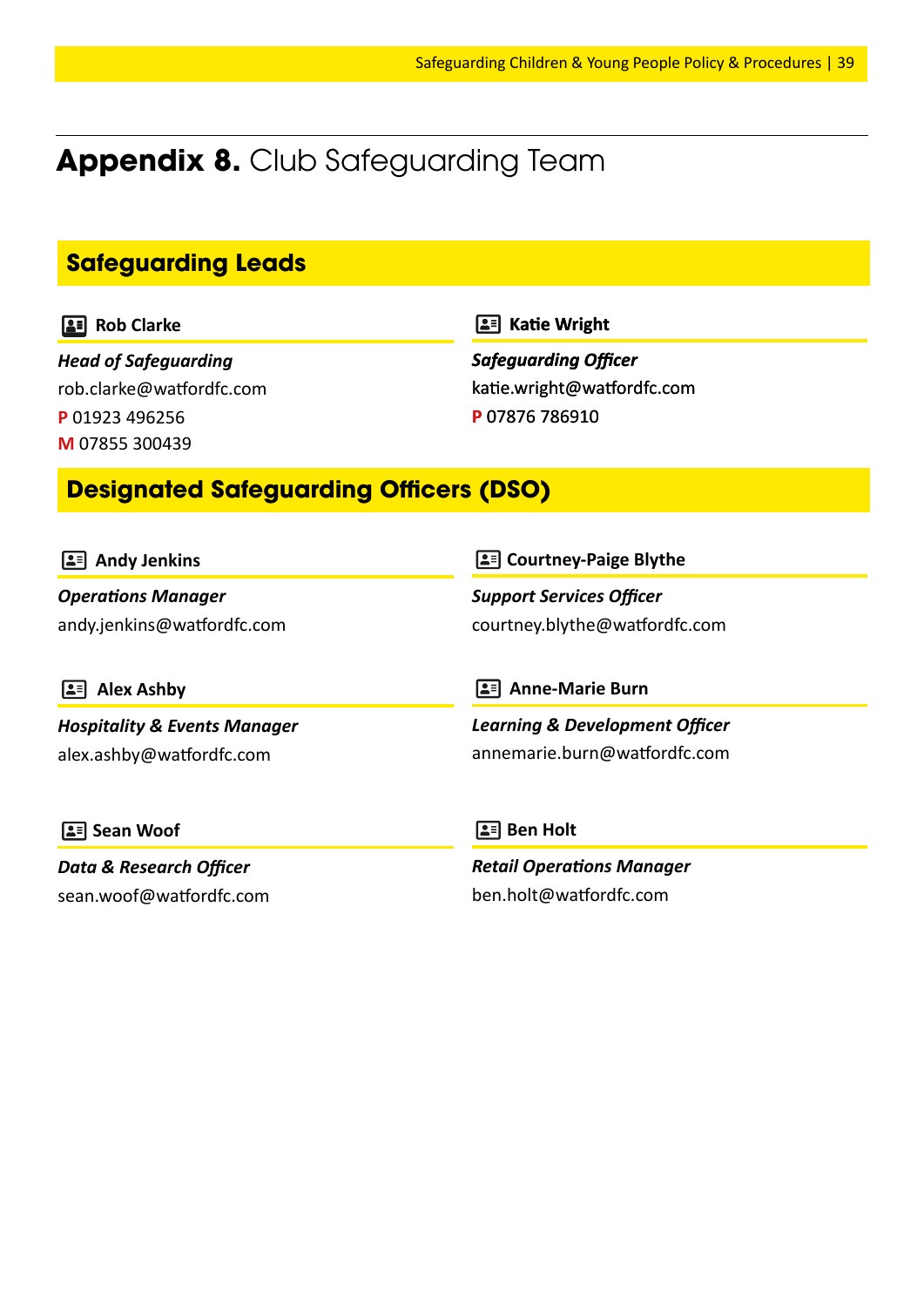# **Appendix 8.** Club Safeguarding Team

## Safeguarding Leads

### Rob Clarke

***Head of Safeguarding***
rob.clarke@watfordfc.com
**P** 01923 496256
**M** 07855 300439

### Katie Wright

***Safeguarding Officer***
katie.wright@watfordfc.com
**P** 07876 786910

## Designated Safeguarding Officers (DSO)

### Andy Jenkins

***Operations Manager***
andy.jenkins@watfordfc.com

### Courtney-Paige Blythe

***Support Services Officer***
courtney.blythe@watfordfc.com

### Alex Ashby

***Hospitality & Events Manager***
alex.ashby@watfordfc.com

### Anne-Marie Burn

***Learning & Development Officer***
annemarie.burn@watfordfc.com

### Sean Woof

***Data & Research Officer***
sean.woof@watfordfc.com

### Ben Holt

***Retail Operations Manager***
ben.holt@watfordfc.com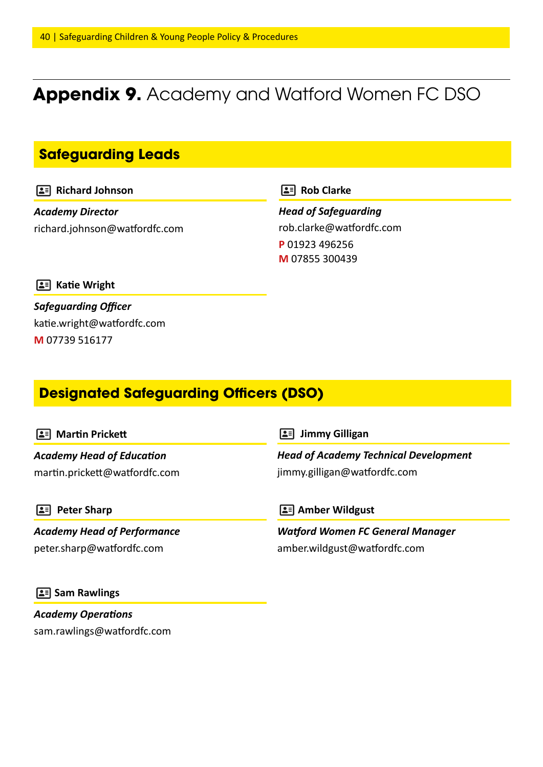# **Appendix 9.** Academy and Watford Women FC DSO

## Safeguarding Leads

### Richard Johnson

***Academy Director***
richard.johnson@watfordfc.com

### Rob Clarke

***Head of Safeguarding***
rob.clarke@watfordfc.com
**P** 01923 496256
**M** 07855 300439

### Katie Wright

***Safeguarding Officer***
katie.wright@watfordfc.com
**M** 07739 516177

## Designated Safeguarding Officers (DSO)

### Martin Prickett

***Academy Head of Education***
martin.prickett@watfordfc.com

### Jimmy Gilligan

***Head of Academy Technical Development***
jimmy.gilligan@watfordfc.com

### Peter Sharp

***Academy Head of Performance***
peter.sharp@watfordfc.com

### Amber Wildgust

***Watford Women FC General Manager***
amber.wildgust@watfordfc.com

### Sam Rawlings

***Academy Operations***
sam.rawlings@watfordfc.com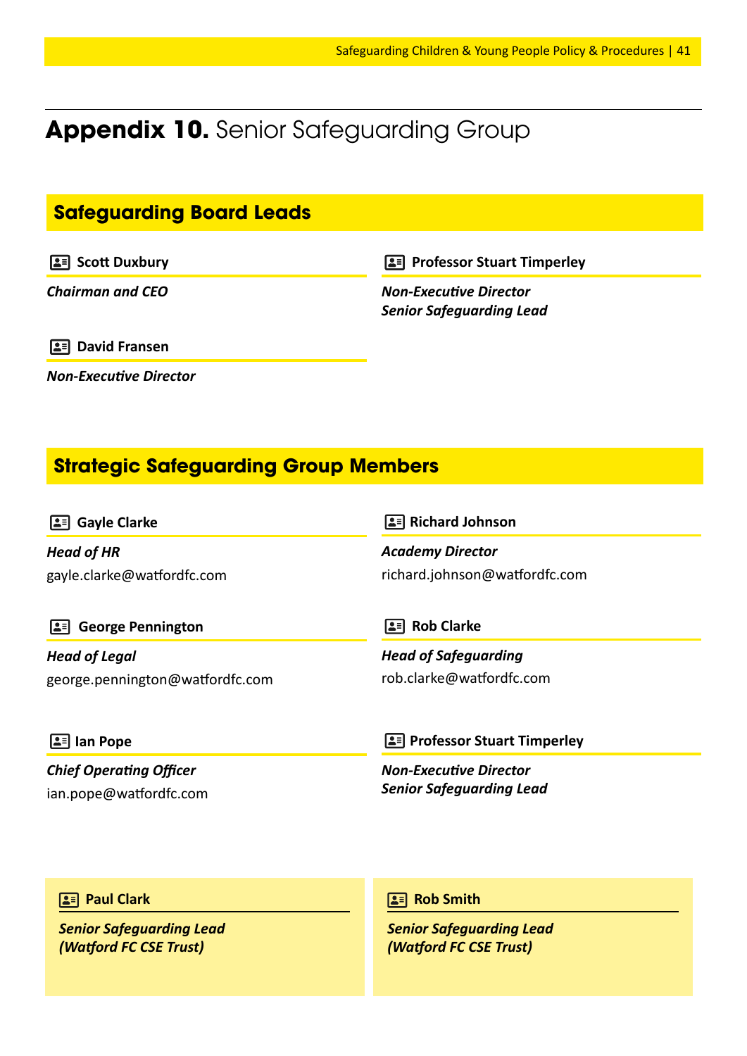# **Appendix 10.** Senior Safeguarding Group

## Safeguarding Board Leads

**Scott Duxbury**

***Chairman and CEO***

**Professor Stuart Timperley**

***Non-Executive Director***
***Senior Safeguarding Lead***

**David Fransen**

***Non-Executive Director***

## Strategic Safeguarding Group Members

**Gayle Clarke**

***Head of HR***
gayle.clarke@watfordfc.com

**Richard Johnson**

***Academy Director***
richard.johnson@watfordfc.com

**George Pennington**

***Head of Legal***
george.pennington@watfordfc.com

**Rob Clarke**

***Head of Safeguarding***
rob.clarke@watfordfc.com

**Ian Pope**

***Chief Operating Officer***
ian.pope@watfordfc.com

**Professor Stuart Timperley**

***Non-Executive Director***
***Senior Safeguarding Lead***

**Paul Clark**

***Senior Safeguarding Lead***
***(Watford FC CSE Trust)***

**Rob Smith**

***Senior Safeguarding Lead***
***(Watford FC CSE Trust)***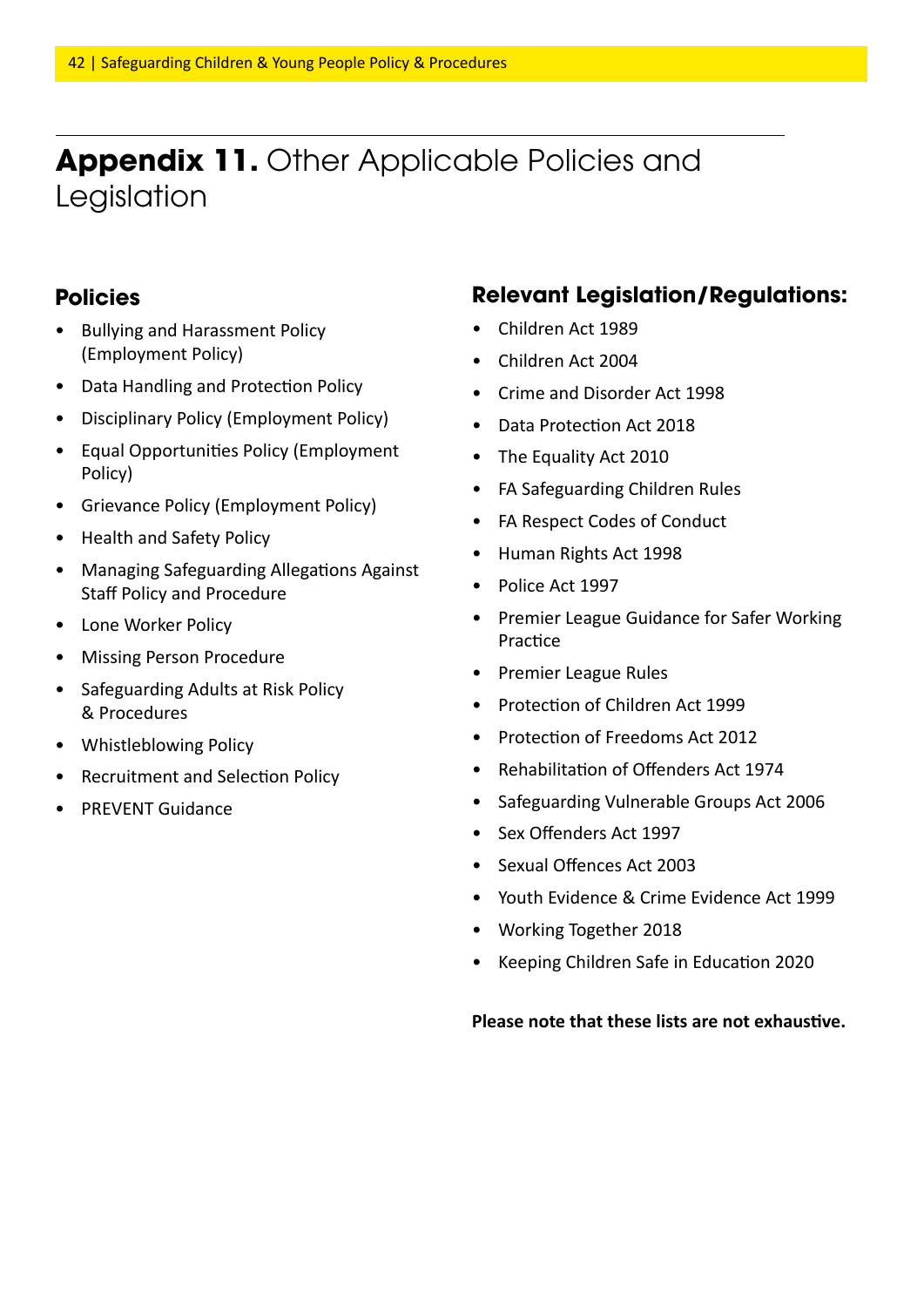# **Appendix 11.** Other Applicable Policies and Legislation

## Policies

- Bullying and Harassment Policy (Employment Policy)
- Data Handling and Protection Policy
- Disciplinary Policy (Employment Policy)
- Equal Opportunities Policy (Employment Policy)
- Grievance Policy (Employment Policy)
- Health and Safety Policy
- Managing Safeguarding Allegations Against Staff Policy and Procedure
- Lone Worker Policy
- Missing Person Procedure
- Safeguarding Adults at Risk Policy & Procedures
- Whistleblowing Policy
- Recruitment and Selection Policy
- PREVENT Guidance

## Relevant Legislation/Regulations:

- Children Act 1989
- Children Act 2004
- Crime and Disorder Act 1998
- Data Protection Act 2018
- The Equality Act 2010
- FA Safeguarding Children Rules
- FA Respect Codes of Conduct
- Human Rights Act 1998
- Police Act 1997
- Premier League Guidance for Safer Working Practice
- Premier League Rules
- Protection of Children Act 1999
- Protection of Freedoms Act 2012
- Rehabilitation of Offenders Act 1974
- Safeguarding Vulnerable Groups Act 2006
- Sex Offenders Act 1997
- Sexual Offences Act 2003
- Youth Evidence & Crime Evidence Act 1999
- Working Together 2018
- Keeping Children Safe in Education 2020

**Please note that these lists are not exhaustive.**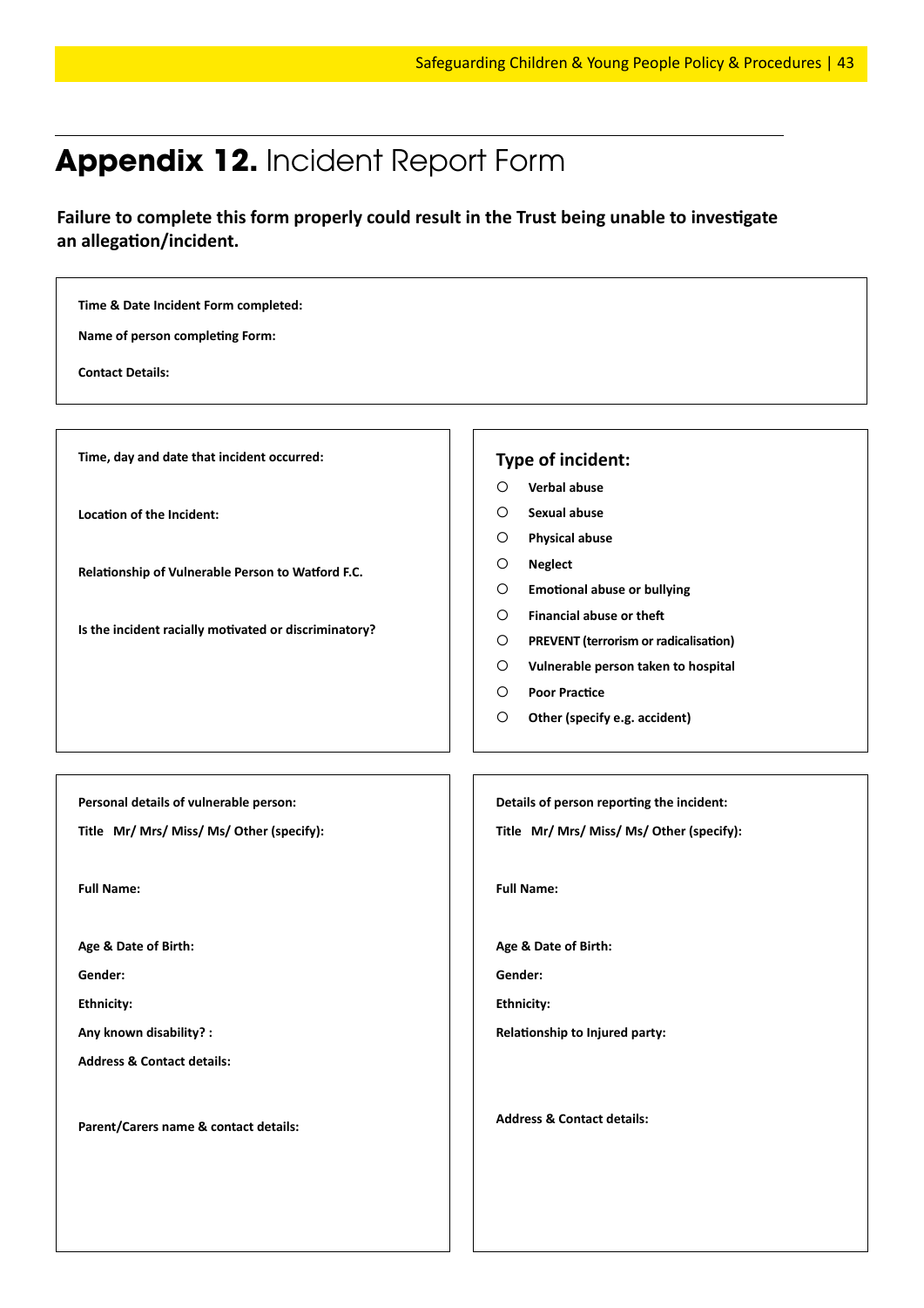# **Appendix 12.** Incident Report Form

**Failure to complete this form properly could result in the Trust being unable to investigate an allegation/incident.**

**Time & Date Incident Form completed:**

**Name of person completing Form:**

**Contact Details:**

**Time, day and date that incident occurred:**

**Location of the Incident:**

**Relationship of Vulnerable Person to Watford F.C.**

**Is the incident racially motivated or discriminatory?**

## Type of incident:

- ○ **Verbal abuse**
- ○ **Sexual abuse**
- ○ **Physical abuse**
- ○ **Neglect**
- ○ **Emotional abuse or bullying**
- ○ **Financial abuse or theft**
- ○ **PREVENT (terrorism or radicalisation)**
- ○ **Vulnerable person taken to hospital**
- ○ **Poor Practice**
- ○ **Other (specify e.g. accident)**

**Personal details of vulnerable person:**

**Title Mr/ Mrs/ Miss/ Ms/ Other (specify):**

**Full Name:**

**Age & Date of Birth:**

**Gender:**

**Ethnicity:**

**Any known disability? :**

**Address & Contact details:**

**Parent/Carers name & contact details:**

**Details of person reporting the incident:**

**Title Mr/ Mrs/ Miss/ Ms/ Other (specify):**

**Full Name:**

**Age & Date of Birth:**

**Gender:**

**Ethnicity:**

**Relationship to Injured party:**

**Address & Contact details:**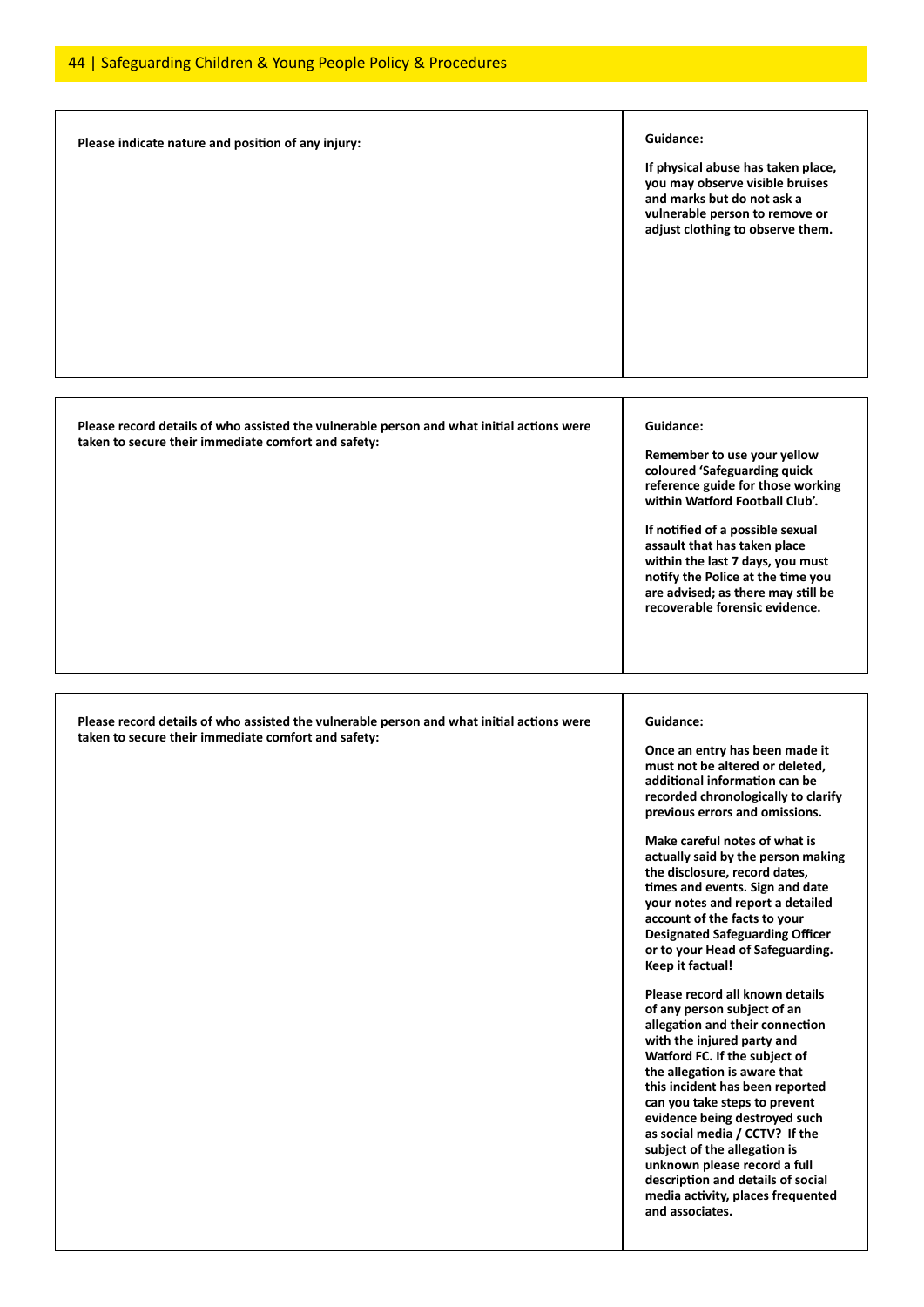| Please indicate nature and position of any injury: | **Guidance:**<br><br>**If physical abuse has taken place, you may observe visible bruises and marks but do not ask a vulnerable person to remove or adjust clothing to observe them.** |
|---|---|

| Please record details of who assisted the vulnerable person and what initial actions were taken to secure their immediate comfort and safety: | **Guidance:**<br><br>**Remember to use your yellow coloured 'Safeguarding quick reference guide for those working within Watford Football Club'.**<br><br>**If notified of a possible sexual assault that has taken place within the last 7 days, you must notify the Police at the time you are advised; as there may still be recoverable forensic evidence.** |
|---|---|

| Please record details of who assisted the vulnerable person and what initial actions were taken to secure their immediate comfort and safety: | **Guidance:**<br><br>**Once an entry has been made it must not be altered or deleted, additional information can be recorded chronologically to clarify previous errors and omissions.**<br><br>**Make careful notes of what is actually said by the person making the disclosure, record dates, times and events. Sign and date your notes and report a detailed account of the facts to your Designated Safeguarding Officer or to your Head of Safeguarding. Keep it factual!**<br><br>**Please record all known details of any person subject of an allegation and their connection with the injured party and Watford FC. If the subject of the allegation is aware that this incident has been reported can you take steps to prevent evidence being destroyed such as social media / CCTV? If the subject of the allegation is unknown please record a full description and details of social media activity, places frequented and associates.** |
|---|---|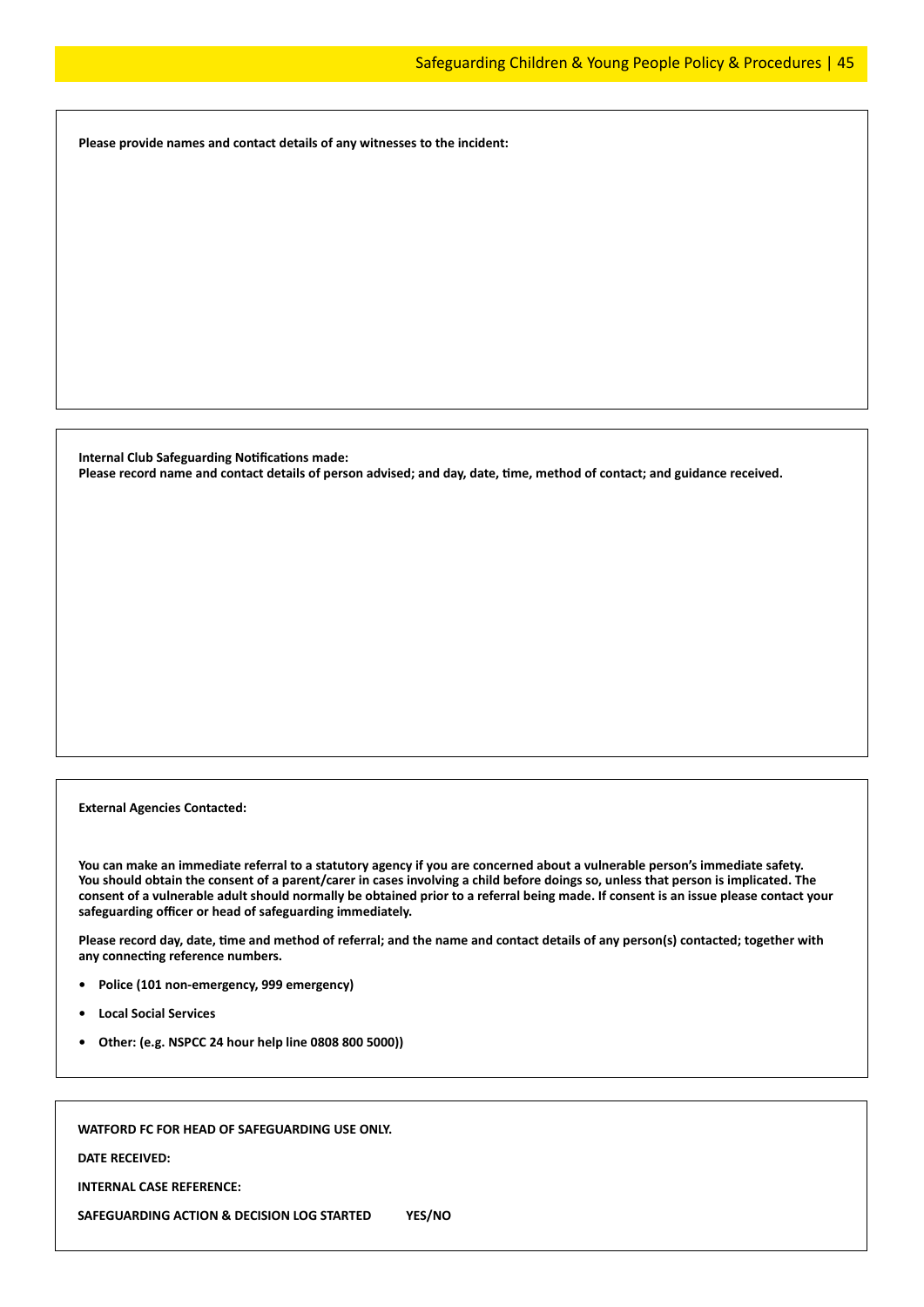**Please provide names and contact details of any witnesses to the incident:**

**Internal Club Safeguarding Notifications made:**
**Please record name and contact details of person advised; and day, date, time, method of contact; and guidance received.**

**External Agencies Contacted:**

**You can make an immediate referral to a statutory agency if you are concerned about a vulnerable person's immediate safety. You should obtain the consent of a parent/carer in cases involving a child before doings so, unless that person is implicated. The consent of a vulnerable adult should normally be obtained prior to a referral being made. If consent is an issue please contact your safeguarding officer or head of safeguarding immediately.**

**Please record day, date, time and method of referral; and the name and contact details of any person(s) contacted; together with any connecting reference numbers.**

- **Police (101 non-emergency, 999 emergency)**
- **Local Social Services**
- **Other: (e.g. NSPCC 24 hour help line 0808 800 5000))**

**WATFORD FC FOR HEAD OF SAFEGUARDING USE ONLY.**

**DATE RECEIVED:**

**INTERNAL CASE REFERENCE:**

**SAFEGUARDING ACTION & DECISION LOG STARTED YES/NO**